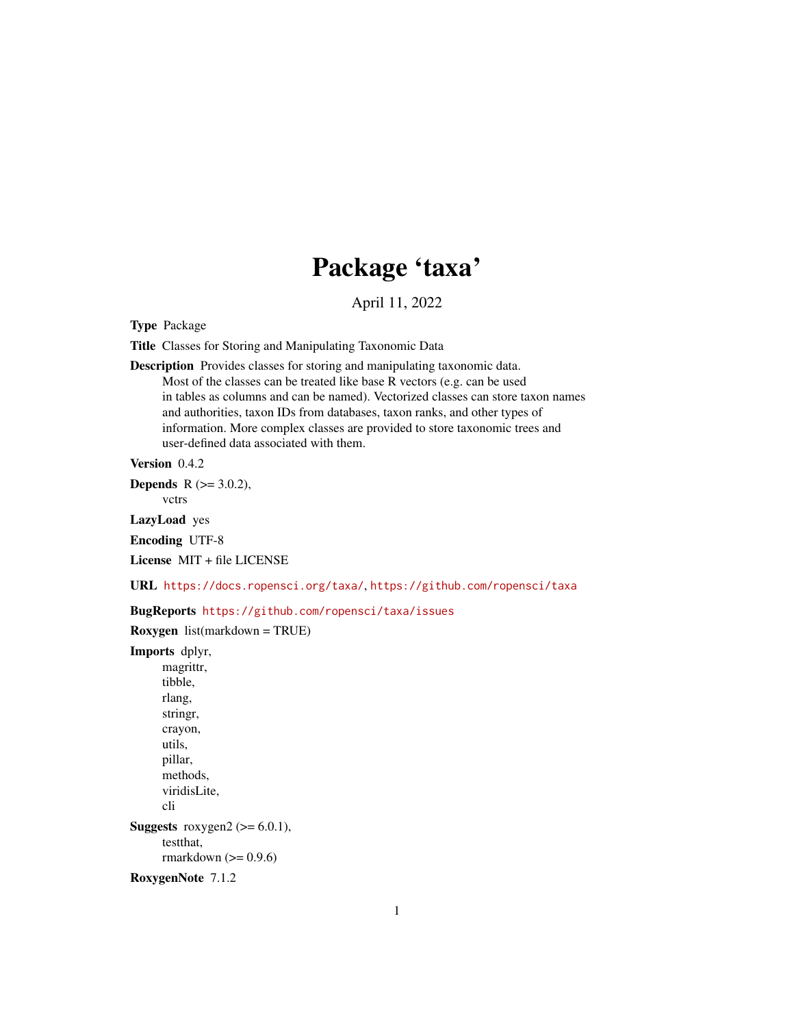# Package 'taxa'

April 11, 2022

**Type** Package

**Title** Classes for Storing and Manipulating Taxonomic Data

**Description** Provides classes for storing and manipulating taxonomic data.
Most of the classes can be treated like base R vectors (e.g. can be used
in tables as columns and can be named). Vectorized classes can store taxon names
and authorities, taxon IDs from databases, taxon ranks, and other types of
information. More complex classes are provided to store taxonomic trees and
user-defined data associated with them.

**Version** 0.4.2

**Depends** R (>= 3.0.2),
vctrs

**LazyLoad** yes

**Encoding** UTF-8

**License** MIT + file LICENSE

**URL** https://docs.ropensci.org/taxa/, https://github.com/ropensci/taxa

**BugReports** https://github.com/ropensci/taxa/issues

**Roxygen** list(markdown = TRUE)

**Imports** dplyr,
magrittr,
tibble,
rlang,
stringr,
crayon,
utils,
pillar,
methods,
viridisLite,
cli

**Suggests** roxygen2 (>= 6.0.1),
testthat,
rmarkdown (>= 0.9.6)

**RoxygenNote** 7.1.2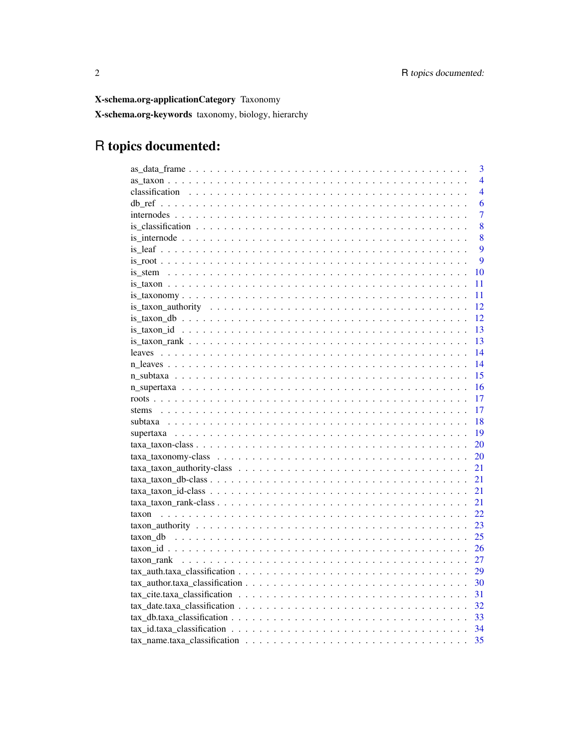**X-schema.org-applicationCategory** Taxonomy

**X-schema.org-keywords** taxonomy, biology, hierarchy

# R topics documented:

as_data_frame . . . . . . . . . . . . . . . . . . . . . . . . . . . . . . . . . . . . . . 3
as_taxon . . . . . . . . . . . . . . . . . . . . . . . . . . . . . . . . . . . . . . . . . 4
classification . . . . . . . . . . . . . . . . . . . . . . . . . . . . . . . . . . . . . . 4
db_ref . . . . . . . . . . . . . . . . . . . . . . . . . . . . . . . . . . . . . . . . . . 6
internodes . . . . . . . . . . . . . . . . . . . . . . . . . . . . . . . . . . . . . . . . 7
is_classification . . . . . . . . . . . . . . . . . . . . . . . . . . . . . . . . . . . . 8
is_internode . . . . . . . . . . . . . . . . . . . . . . . . . . . . . . . . . . . . . . . 8
is_leaf . . . . . . . . . . . . . . . . . . . . . . . . . . . . . . . . . . . . . . . . . . 9
is_root . . . . . . . . . . . . . . . . . . . . . . . . . . . . . . . . . . . . . . . . . . 9
is_stem . . . . . . . . . . . . . . . . . . . . . . . . . . . . . . . . . . . . . . . . . . 10
is_taxon . . . . . . . . . . . . . . . . . . . . . . . . . . . . . . . . . . . . . . . . . 11
is_taxonomy . . . . . . . . . . . . . . . . . . . . . . . . . . . . . . . . . . . . . . . 11
is_taxon_authority . . . . . . . . . . . . . . . . . . . . . . . . . . . . . . . . . . . 12
is_taxon_db . . . . . . . . . . . . . . . . . . . . . . . . . . . . . . . . . . . . . . . 12
is_taxon_id . . . . . . . . . . . . . . . . . . . . . . . . . . . . . . . . . . . . . . . 13
is_taxon_rank . . . . . . . . . . . . . . . . . . . . . . . . . . . . . . . . . . . . . . 13
leaves . . . . . . . . . . . . . . . . . . . . . . . . . . . . . . . . . . . . . . . . . . 14
n_leaves . . . . . . . . . . . . . . . . . . . . . . . . . . . . . . . . . . . . . . . . . 14
n_subtaxa . . . . . . . . . . . . . . . . . . . . . . . . . . . . . . . . . . . . . . . . 15
n_supertaxa . . . . . . . . . . . . . . . . . . . . . . . . . . . . . . . . . . . . . . . 16
roots . . . . . . . . . . . . . . . . . . . . . . . . . . . . . . . . . . . . . . . . . . . 17
stems . . . . . . . . . . . . . . . . . . . . . . . . . . . . . . . . . . . . . . . . . . . 17
subtaxa . . . . . . . . . . . . . . . . . . . . . . . . . . . . . . . . . . . . . . . . . . 18
supertaxa . . . . . . . . . . . . . . . . . . . . . . . . . . . . . . . . . . . . . . . . . 19
taxa_taxon-class . . . . . . . . . . . . . . . . . . . . . . . . . . . . . . . . . . . . . 20
taxa_taxonomy-class . . . . . . . . . . . . . . . . . . . . . . . . . . . . . . . . . . . 20
taxa_taxon_authority-class . . . . . . . . . . . . . . . . . . . . . . . . . . . . . . . 21
taxa_taxon_db-class . . . . . . . . . . . . . . . . . . . . . . . . . . . . . . . . . . . 21
taxa_taxon_id-class . . . . . . . . . . . . . . . . . . . . . . . . . . . . . . . . . . . 21
taxa_taxon_rank-class . . . . . . . . . . . . . . . . . . . . . . . . . . . . . . . . . . 21
taxon . . . . . . . . . . . . . . . . . . . . . . . . . . . . . . . . . . . . . . . . . . . 22
taxon_authority . . . . . . . . . . . . . . . . . . . . . . . . . . . . . . . . . . . . . 23
taxon_db . . . . . . . . . . . . . . . . . . . . . . . . . . . . . . . . . . . . . . . . . 25
taxon_id . . . . . . . . . . . . . . . . . . . . . . . . . . . . . . . . . . . . . . . . . 26
taxon_rank . . . . . . . . . . . . . . . . . . . . . . . . . . . . . . . . . . . . . . . . 27
tax_auth.taxa_classification . . . . . . . . . . . . . . . . . . . . . . . . . . . . . . 29
tax_author.taxa_classification . . . . . . . . . . . . . . . . . . . . . . . . . . . . . 30
tax_cite.taxa_classification . . . . . . . . . . . . . . . . . . . . . . . . . . . . . . 31
tax_date.taxa_classification . . . . . . . . . . . . . . . . . . . . . . . . . . . . . . 32
tax_db.taxa_classification . . . . . . . . . . . . . . . . . . . . . . . . . . . . . . . 33
tax_id.taxa_classification . . . . . . . . . . . . . . . . . . . . . . . . . . . . . . . 34
tax_name.taxa_classification . . . . . . . . . . . . . . . . . . . . . . . . . . . . . . 35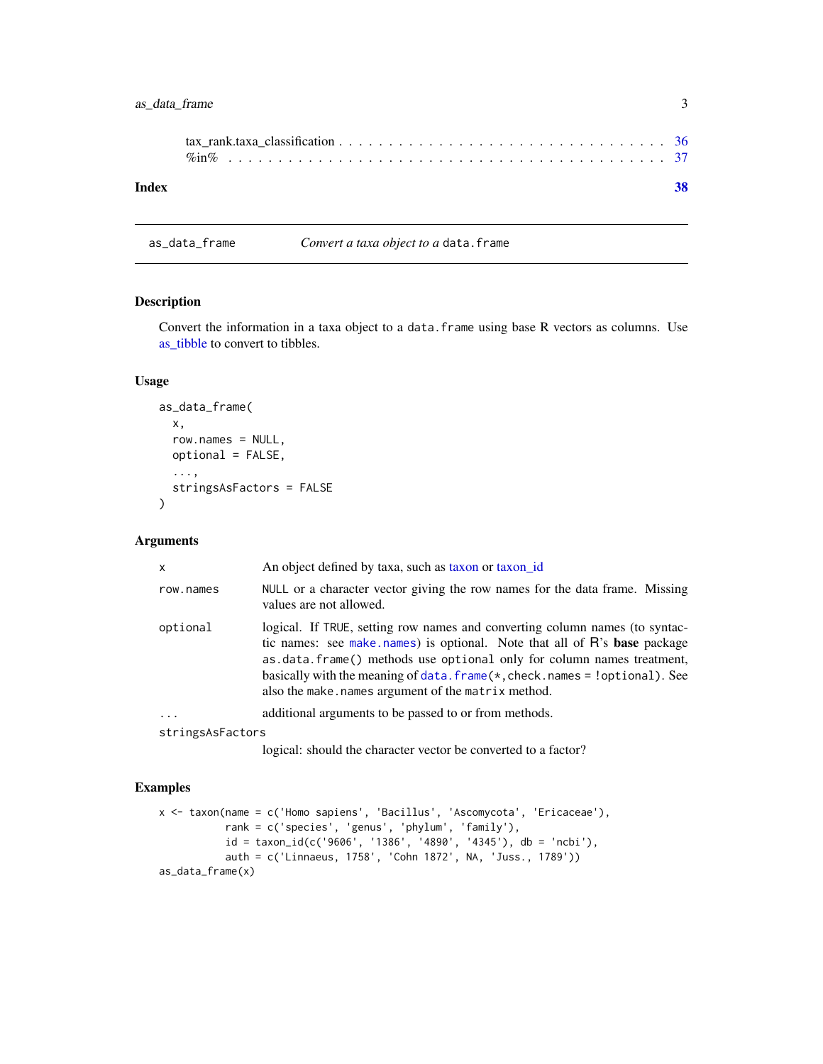tax_rank.taxa_classification . . . . . . . . . . . . . . . . . . . . . . . . . . . . . . . 36
%in% . . . . . . . . . . . . . . . . . . . . . . . . . . . . . . . . . . . . . . . . . . 37

**Index** **38**

---

## as_data_frame — *Convert a taxa object to a* `data.frame`

### Description

Convert the information in a taxa object to a `data.frame` using base R vectors as columns. Use as_tibble to convert to tibbles.

### Usage

```
as_data_frame(
  x,
  row.names = NULL,
  optional = FALSE,
  ...,
  stringsAsFactors = FALSE
)
```

### Arguments

| | |
|---|---|
| `x` | An object defined by taxa, such as taxon or taxon_id |
| `row.names` | `NULL` or a character vector giving the row names for the data frame. Missing values are not allowed. |
| `optional` | logical. If `TRUE`, setting row names and converting column names (to syntactic names: see `make.names`) is optional. Note that all of R's **base** package `as.data.frame()` methods use `optional` only for column names treatment, basically with the meaning of `data.frame(*,check.names = !optional)`. See also the `make.names` argument of the `matrix` method. |
| `...` | additional arguments to be passed to or from methods. |
| `stringsAsFactors` | logical: should the character vector be converted to a factor? |

### Examples

```
x <- taxon(name = c('Homo sapiens', 'Bacillus', 'Ascomycota', 'Ericaceae'),
           rank = c('species', 'genus', 'phylum', 'family'),
           id = taxon_id(c('9606', '1386', '4890', '4345'), db = 'ncbi'),
           auth = c('Linnaeus, 1758', 'Cohn 1872', NA, 'Juss., 1789'))
as_data_frame(x)
```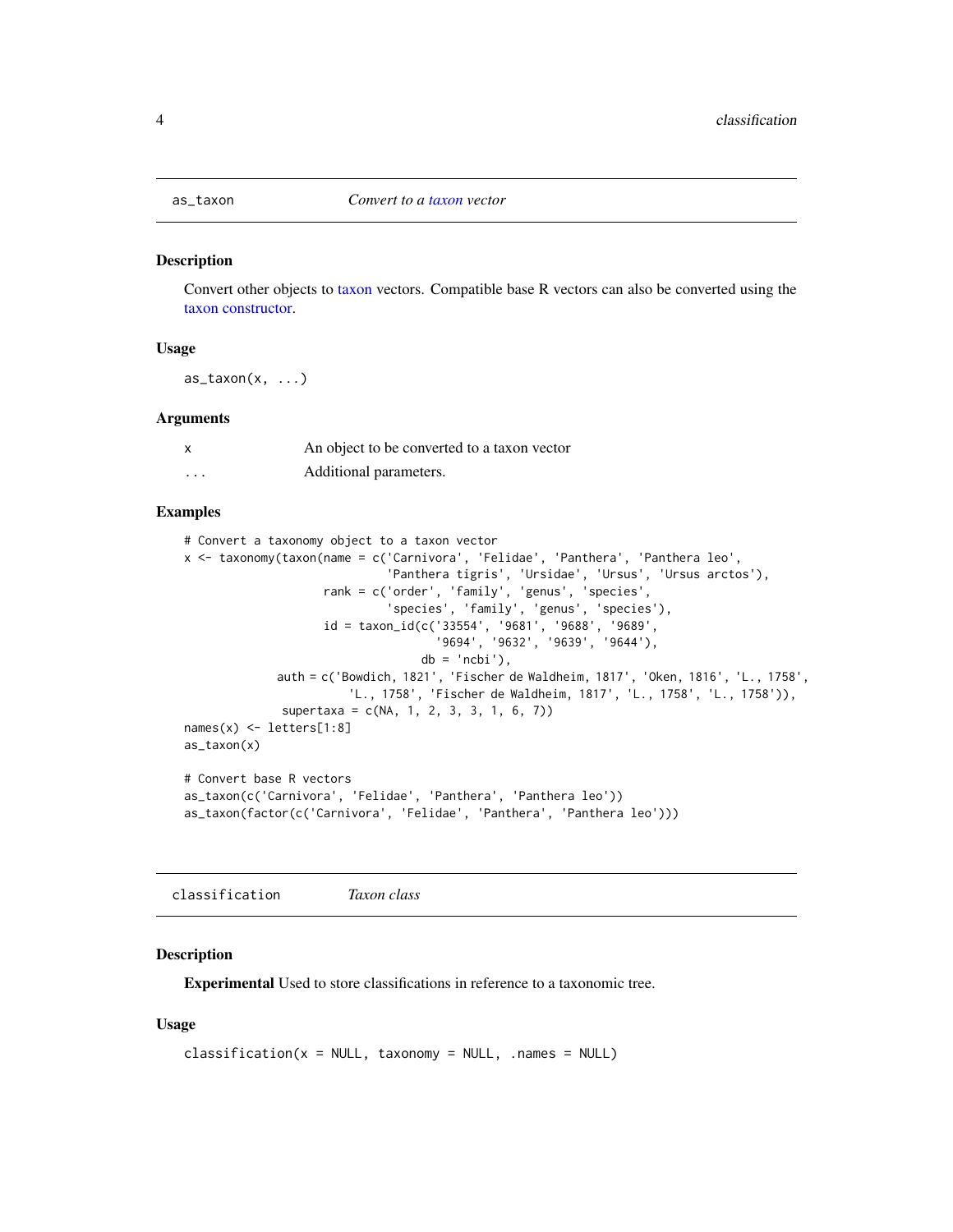## as_taxon — *Convert to a taxon vector*

### Description

Convert other objects to taxon vectors. Compatible base R vectors can also be converted using the taxon constructor.

### Usage

```
as_taxon(x, ...)
```

### Arguments

| | |
|---|---|
| x | An object to be converted to a taxon vector |
| ... | Additional parameters. |

### Examples

```
# Convert a taxonomy object to a taxon vector
x <- taxonomy(taxon(name = c('Carnivora', 'Felidae', 'Panthera', 'Panthera leo',
                             'Panthera tigris', 'Ursidae', 'Ursus', 'Ursus arctos'),
                    rank = c('order', 'family', 'genus', 'species',
                             'species', 'family', 'genus', 'species'),
                    id = taxon_id(c('33554', '9681', '9688', '9689',
                                    '9694', '9632', '9639', '9644'),
                                  db = 'ncbi'),
              auth = c('Bowdich, 1821', 'Fischer de Waldheim, 1817', 'Oken, 1816', 'L., 1758',
                       'L., 1758', 'Fischer de Waldheim, 1817', 'L., 1758', 'L., 1758')),
              supertaxa = c(NA, 1, 2, 3, 3, 1, 6, 7))
names(x) <- letters[1:8]
as_taxon(x)

# Convert base R vectors
as_taxon(c('Carnivora', 'Felidae', 'Panthera', 'Panthera leo'))
as_taxon(factor(c('Carnivora', 'Felidae', 'Panthera', 'Panthera leo')))
```

## classification — *Taxon class*

### Description

**Experimental** Used to store classifications in reference to a taxonomic tree.

### Usage

```
classification(x = NULL, taxonomy = NULL, .names = NULL)
```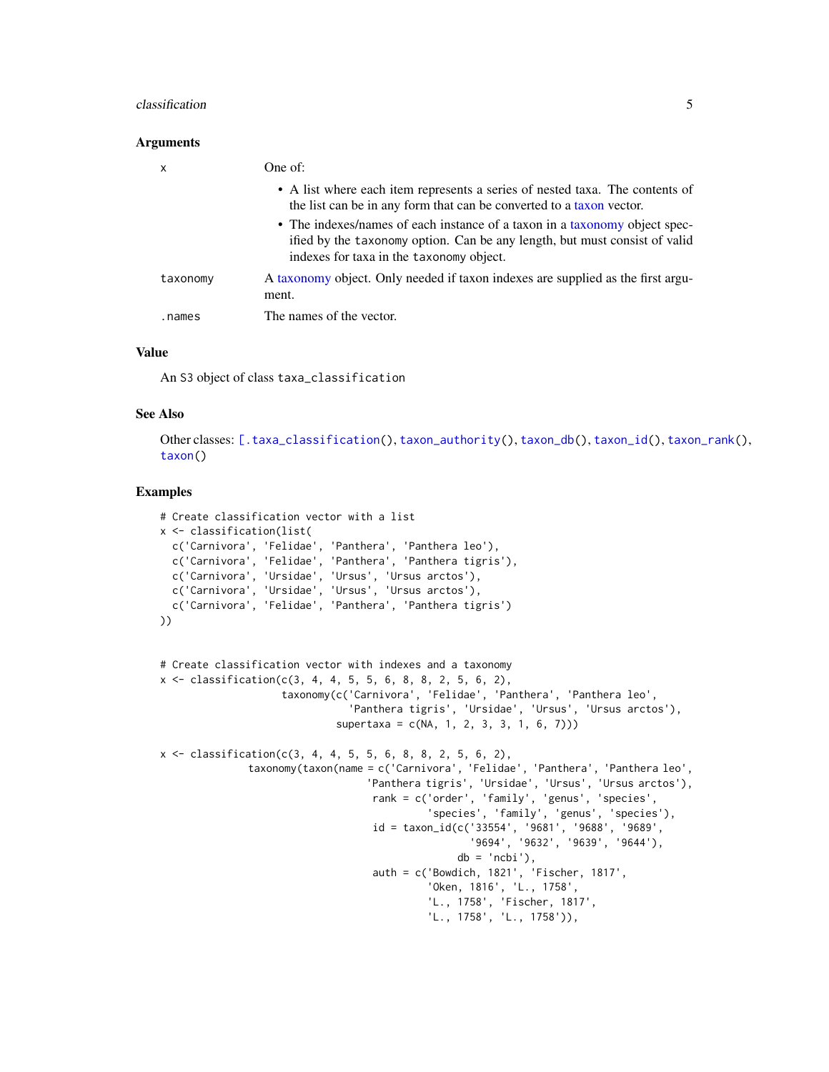### Arguments

| | |
|---|---|
| x | One of:<br>• A list where each item represents a series of nested taxa. The contents of the list can be in any form that can be converted to a taxon vector.<br>• The indexes/names of each instance of a taxon in a taxonomy object specified by the taxonomy option. Can be any length, but must consist of valid indexes for taxa in the taxonomy object. |
| taxonomy | A taxonomy object. Only needed if taxon indexes are supplied as the first argument. |
| .names | The names of the vector. |

### Value

An S3 object of class `taxa_classification`

### See Also

Other classes: `[.taxa_classification()`, `taxon_authority()`, `taxon_db()`, `taxon_id()`, `taxon_rank()`, `taxon()`

### Examples

```
# Create classification vector with a list
x <- classification(list(
  c('Carnivora', 'Felidae', 'Panthera', 'Panthera leo'),
  c('Carnivora', 'Felidae', 'Panthera', 'Panthera tigris'),
  c('Carnivora', 'Ursidae', 'Ursus', 'Ursus arctos'),
  c('Carnivora', 'Ursidae', 'Ursus', 'Ursus arctos'),
  c('Carnivora', 'Felidae', 'Panthera', 'Panthera tigris')
))


# Create classification vector with indexes and a taxonomy
x <- classification(c(3, 4, 4, 5, 5, 6, 8, 8, 2, 5, 6, 2),
                    taxonomy(c('Carnivora', 'Felidae', 'Panthera', 'Panthera leo',
                               'Panthera tigris', 'Ursidae', 'Ursus', 'Ursus arctos'),
                             supertaxa = c(NA, 1, 2, 3, 3, 1, 6, 7)))

x <- classification(c(3, 4, 4, 5, 5, 6, 8, 8, 2, 5, 6, 2),
                taxonomy(taxon(name = c('Carnivora', 'Felidae', 'Panthera', 'Panthera leo',
                                 'Panthera tigris', 'Ursidae', 'Ursus', 'Ursus arctos'),
                                rank = c('order', 'family', 'genus', 'species',
                                         'species', 'family', 'genus', 'species'),
                                id = taxon_id(c('33554', '9681', '9688', '9689',
                                                '9694', '9632', '9639', '9644'),
                                              db = 'ncbi'),
                                auth = c('Bowdich, 1821', 'Fischer, 1817',
                                         'Oken, 1816', 'L., 1758',
                                         'L., 1758', 'Fischer, 1817',
                                         'L., 1758', 'L., 1758')),
```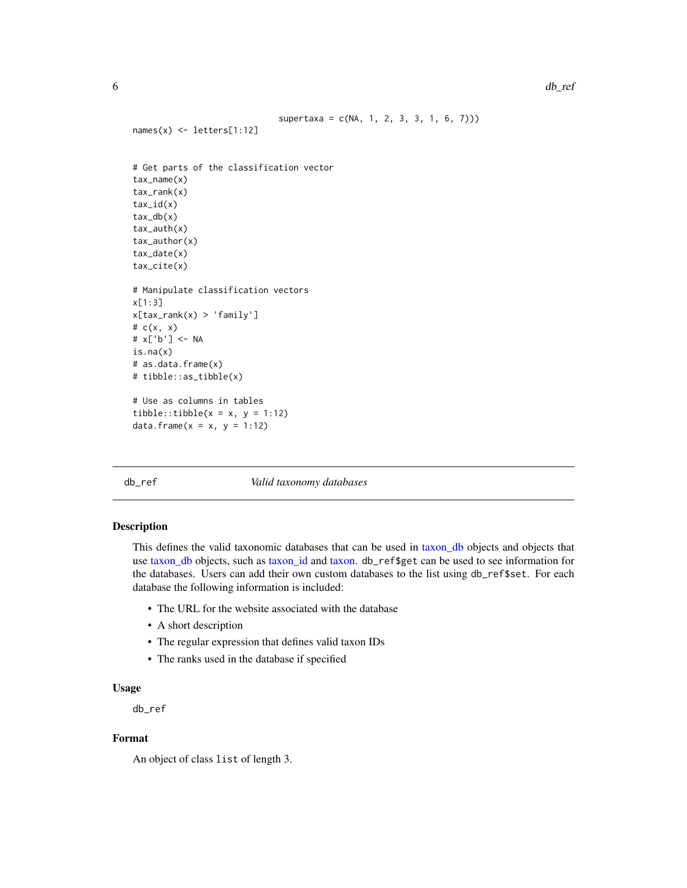```
                              supertaxa = c(NA, 1, 2, 3, 3, 1, 6, 7)))
names(x) <- letters[1:12]


# Get parts of the classification vector
tax_name(x)
tax_rank(x)
tax_id(x)
tax_db(x)
tax_auth(x)
tax_author(x)
tax_date(x)
tax_cite(x)

# Manipulate classification vectors
x[1:3]
x[tax_rank(x) > 'family']
# c(x, x)
# x['b'] <- NA
is.na(x)
# as.data.frame(x)
# tibble::as_tibble(x)

# Use as columns in tables
tibble::tibble(x = x, y = 1:12)
data.frame(x = x, y = 1:12)
```

---

## db_ref &nbsp;&nbsp;&nbsp;&nbsp;&nbsp;&nbsp; *Valid taxonomy databases*

---

### Description

This defines the valid taxonomic databases that can be used in taxon_db objects and objects that use taxon_db objects, such as taxon_id and taxon. `db_ref$get` can be used to see information for the databases. Users can add their own custom databases to the list using `db_ref$set`. For each database the following information is included:

- The URL for the website associated with the database
- A short description
- The regular expression that defines valid taxon IDs
- The ranks used in the database if specified

### Usage

```
db_ref
```

### Format

An object of class `list` of length 3.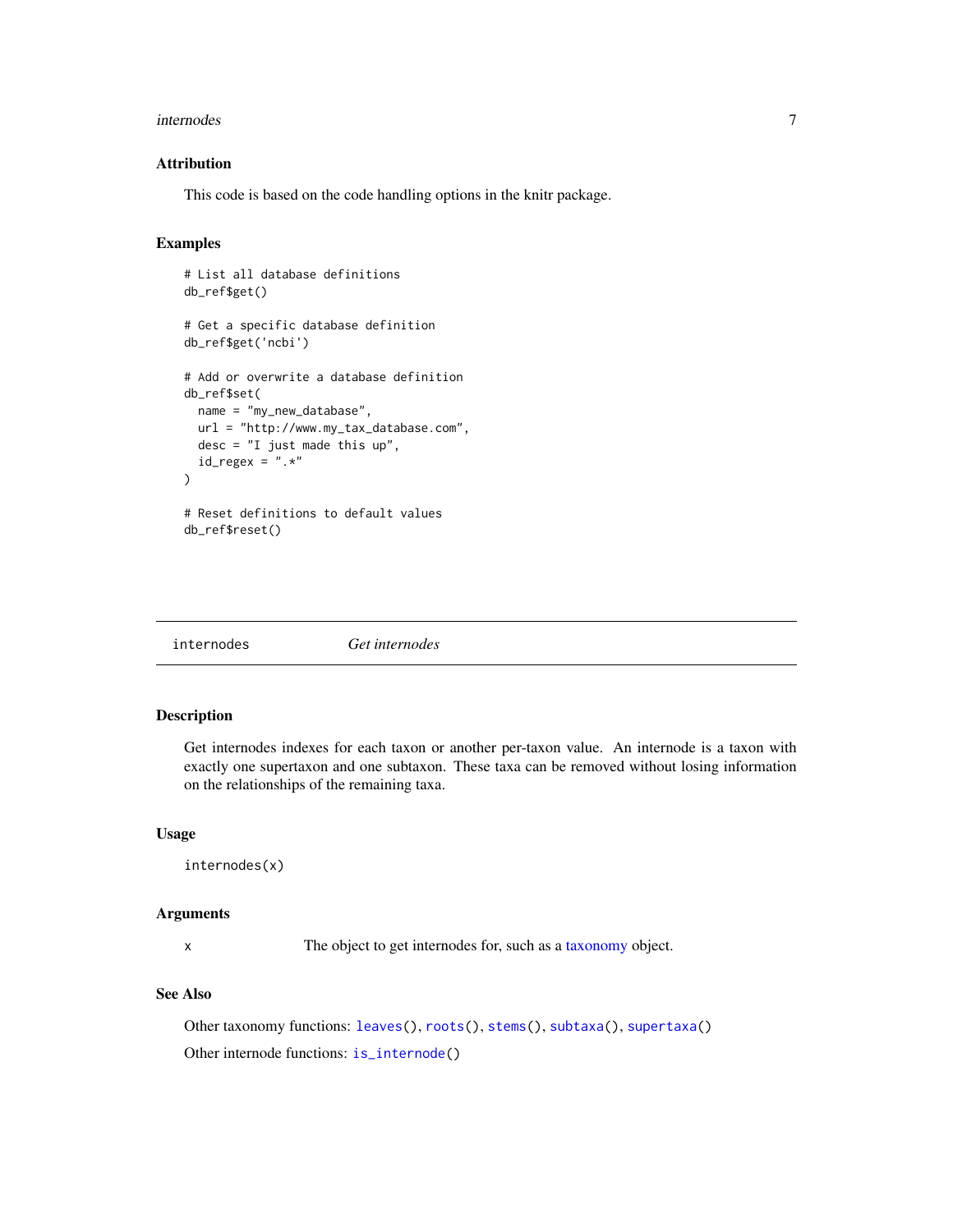### Attribution

This code is based on the code handling options in the knitr package.

### Examples

```
# List all database definitions
db_ref$get()

# Get a specific database definition
db_ref$get('ncbi')

# Add or overwrite a database definition
db_ref$set(
  name = "my_new_database",
  url = "http://www.my_tax_database.com",
  desc = "I just made this up",
  id_regex = ".*"
)

# Reset definitions to default values
db_ref$reset()
```

---

## internodes *Get internodes*

---

### Description

Get internodes indexes for each taxon or another per-taxon value. An internode is a taxon with exactly one supertaxon and one subtaxon. These taxa can be removed without losing information on the relationships of the remaining taxa.

### Usage

```
internodes(x)
```

### Arguments

| | |
|---|---|
| x | The object to get internodes for, such as a taxonomy object. |

### See Also

Other taxonomy functions: leaves(), roots(), stems(), subtaxa(), supertaxa()

Other internode functions: is_internode()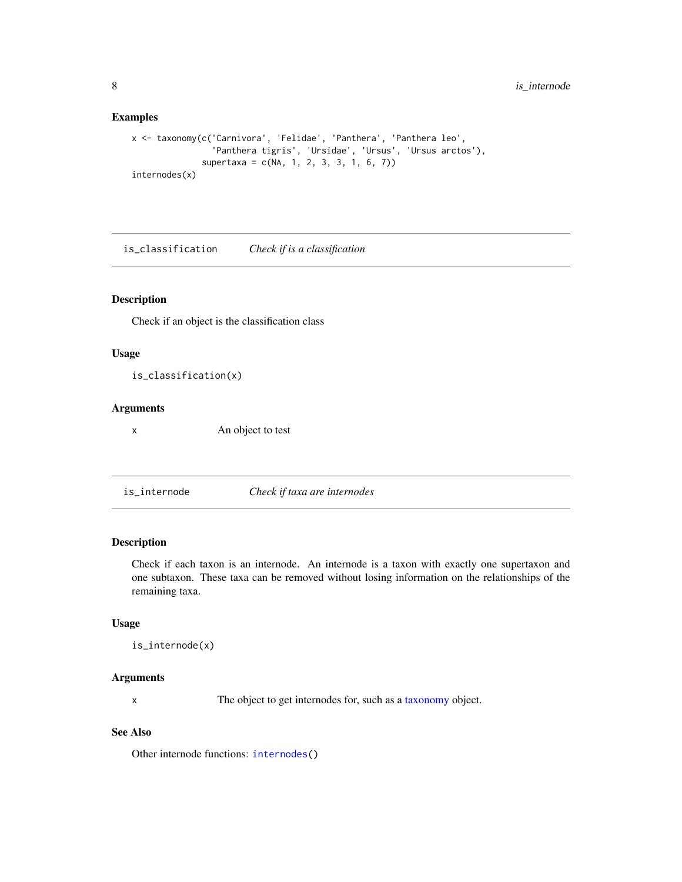### Examples

```
x <- taxonomy(c('Carnivora', 'Felidae', 'Panthera', 'Panthera leo',
                'Panthera tigris', 'Ursidae', 'Ursus', 'Ursus arctos'),
              supertaxa = c(NA, 1, 2, 3, 3, 1, 6, 7))
internodes(x)
```

---

## is_classification — *Check if is a classification*

### Description

Check if an object is the classification class

### Usage

```
is_classification(x)
```

### Arguments

| | |
|---|---|
| x | An object to test |

---

## is_internode — *Check if taxa are internodes*

### Description

Check if each taxon is an internode. An internode is a taxon with exactly one supertaxon and one subtaxon. These taxa can be removed without losing information on the relationships of the remaining taxa.

### Usage

```
is_internode(x)
```

### Arguments

| | |
|---|---|
| x | The object to get internodes for, such as a taxonomy object. |

### See Also

Other internode functions: `internodes()`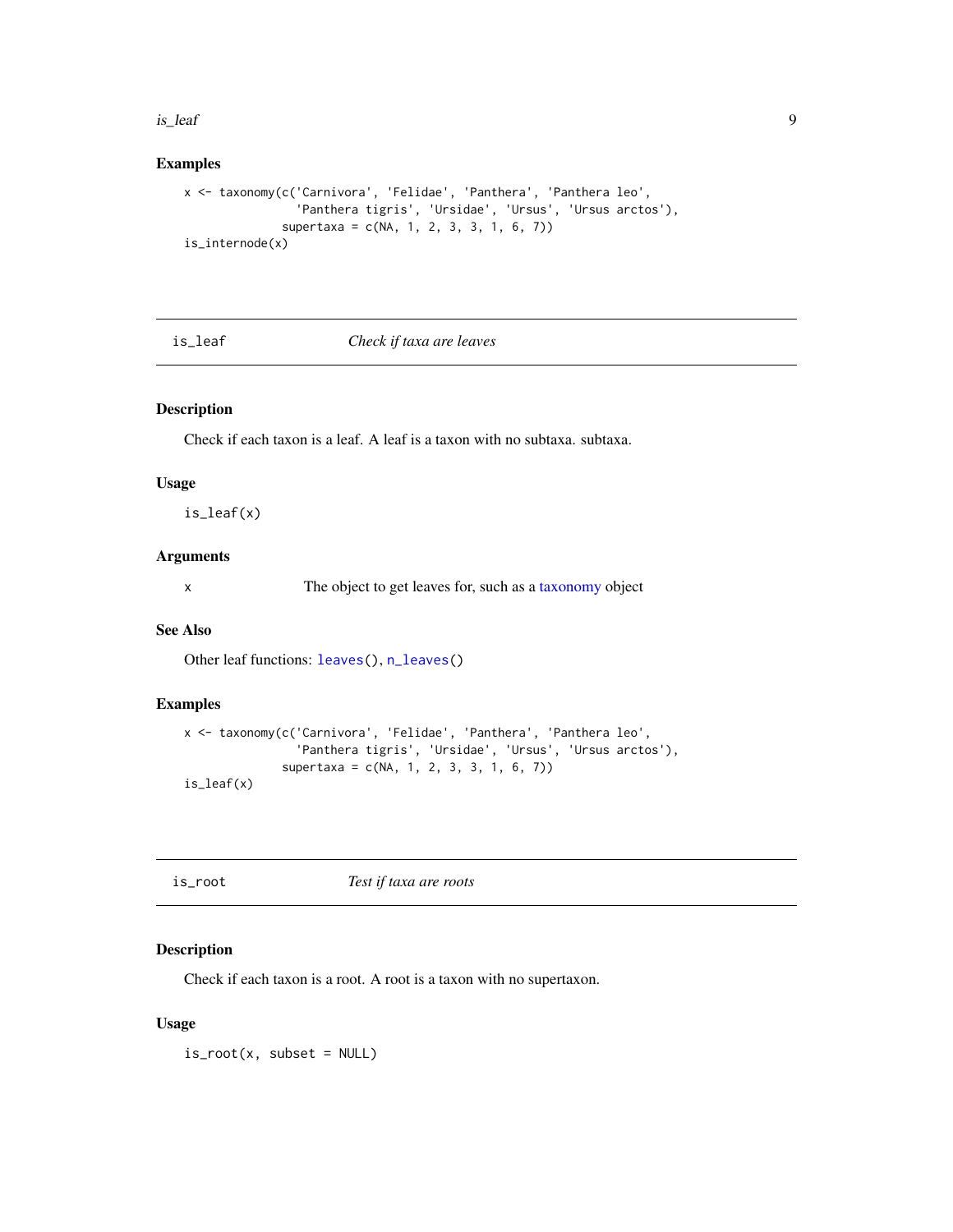### Examples

```
x <- taxonomy(c('Carnivora', 'Felidae', 'Panthera', 'Panthera leo',
                'Panthera tigris', 'Ursidae', 'Ursus', 'Ursus arctos'),
              supertaxa = c(NA, 1, 2, 3, 3, 1, 6, 7))
is_internode(x)
```

---

## is_leaf &nbsp;&nbsp;&nbsp;&nbsp; *Check if taxa are leaves*

---

### Description

Check if each taxon is a leaf. A leaf is a taxon with no subtaxa. subtaxa.

### Usage

```
is_leaf(x)
```

### Arguments

| | |
|---|---|
| x | The object to get leaves for, such as a taxonomy object |

### See Also

Other leaf functions: `leaves()`, `n_leaves()`

### Examples

```
x <- taxonomy(c('Carnivora', 'Felidae', 'Panthera', 'Panthera leo',
                'Panthera tigris', 'Ursidae', 'Ursus', 'Ursus arctos'),
              supertaxa = c(NA, 1, 2, 3, 3, 1, 6, 7))
is_leaf(x)
```

---

## is_root &nbsp;&nbsp;&nbsp;&nbsp; *Test if taxa are roots*

---

### Description

Check if each taxon is a root. A root is a taxon with no supertaxon.

### Usage

```
is_root(x, subset = NULL)
```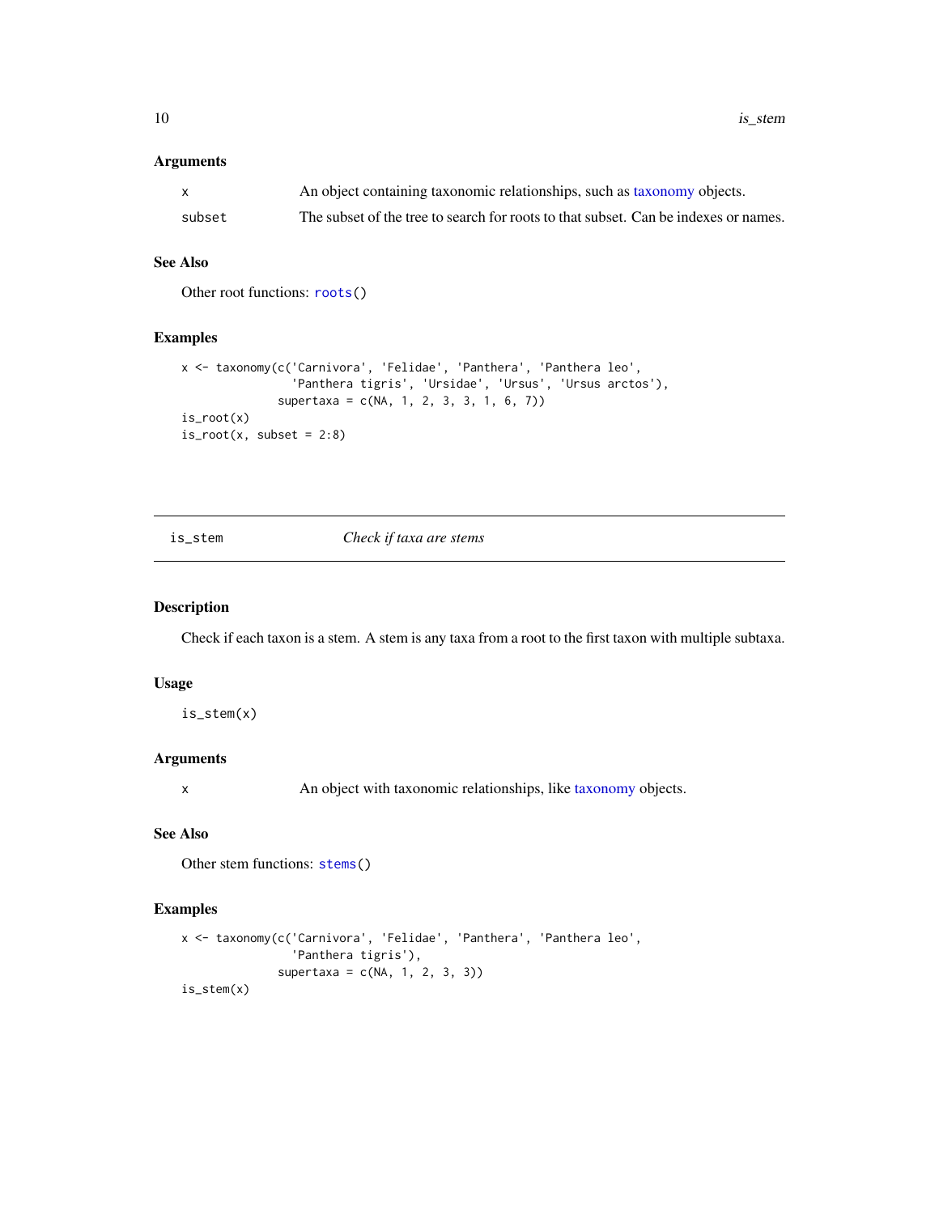### Arguments

| | |
|---|---|
| x | An object containing taxonomic relationships, such as taxonomy objects. |
| subset | The subset of the tree to search for roots to that subset. Can be indexes or names. |

### See Also

Other root functions: `roots()`

### Examples

```
x <- taxonomy(c('Carnivora', 'Felidae', 'Panthera', 'Panthera leo',
                'Panthera tigris', 'Ursidae', 'Ursus', 'Ursus arctos'),
              supertaxa = c(NA, 1, 2, 3, 3, 1, 6, 7))
is_root(x)
is_root(x, subset = 2:8)
```

---

## is_stem — *Check if taxa are stems*

### Description

Check if each taxon is a stem. A stem is any taxa from a root to the first taxon with multiple subtaxa.

### Usage

```
is_stem(x)
```

### Arguments

| | |
|---|---|
| x | An object with taxonomic relationships, like taxonomy objects. |

### See Also

Other stem functions: `stems()`

### Examples

```
x <- taxonomy(c('Carnivora', 'Felidae', 'Panthera', 'Panthera leo',
                'Panthera tigris'),
              supertaxa = c(NA, 1, 2, 3, 3))
is_stem(x)
```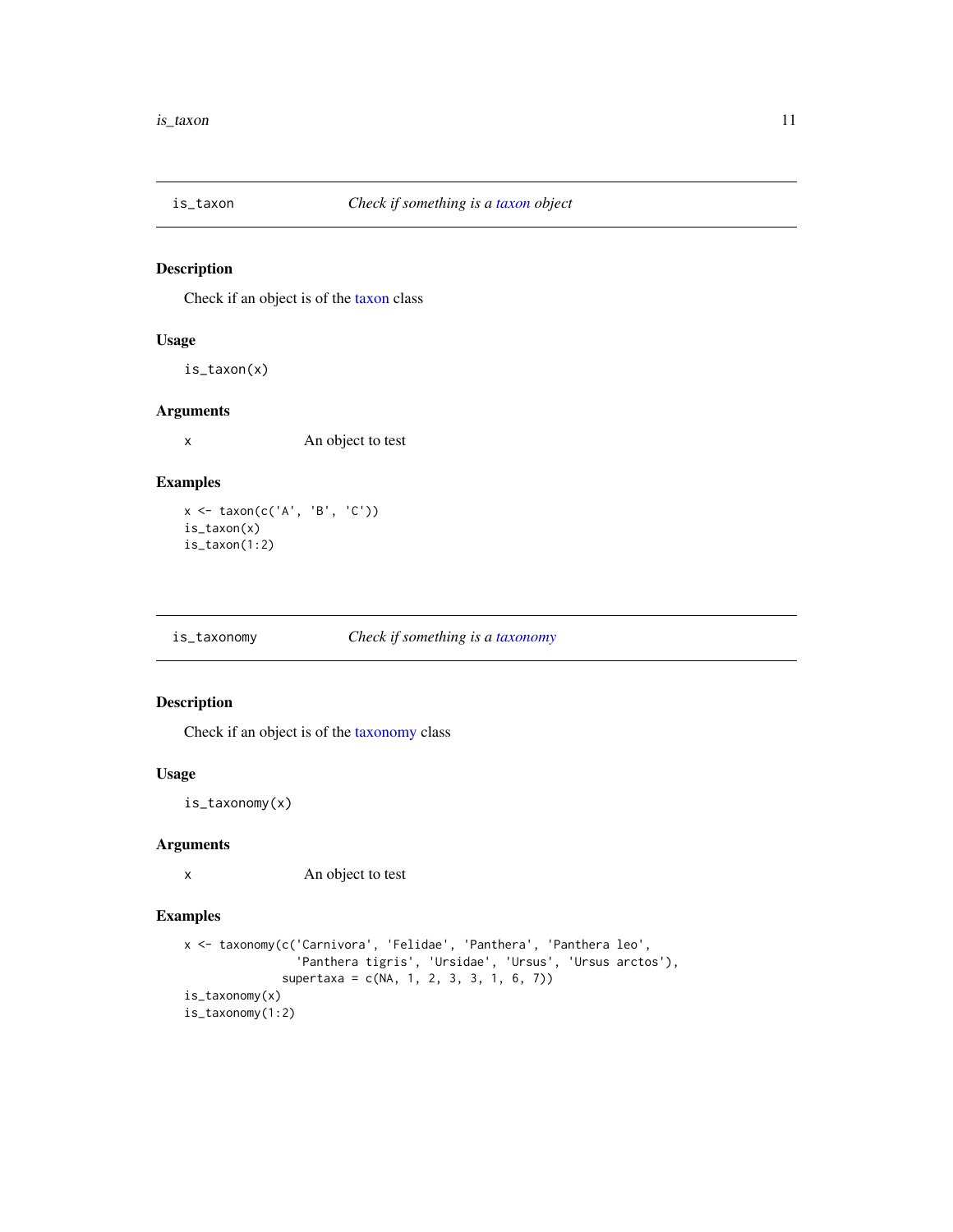## is_taxon — *Check if something is a taxon object*

### Description

Check if an object is of the taxon class

### Usage

```
is_taxon(x)
```

### Arguments

| | |
|---|---|
| x | An object to test |

### Examples

```
x <- taxon(c('A', 'B', 'C'))
is_taxon(x)
is_taxon(1:2)
```

## is_taxonomy — *Check if something is a taxonomy*

### Description

Check if an object is of the taxonomy class

### Usage

```
is_taxonomy(x)
```

### Arguments

| | |
|---|---|
| x | An object to test |

### Examples

```
x <- taxonomy(c('Carnivora', 'Felidae', 'Panthera', 'Panthera leo',
                'Panthera tigris', 'Ursidae', 'Ursus', 'Ursus arctos'),
              supertaxa = c(NA, 1, 2, 3, 3, 1, 6, 7))
is_taxonomy(x)
is_taxonomy(1:2)
```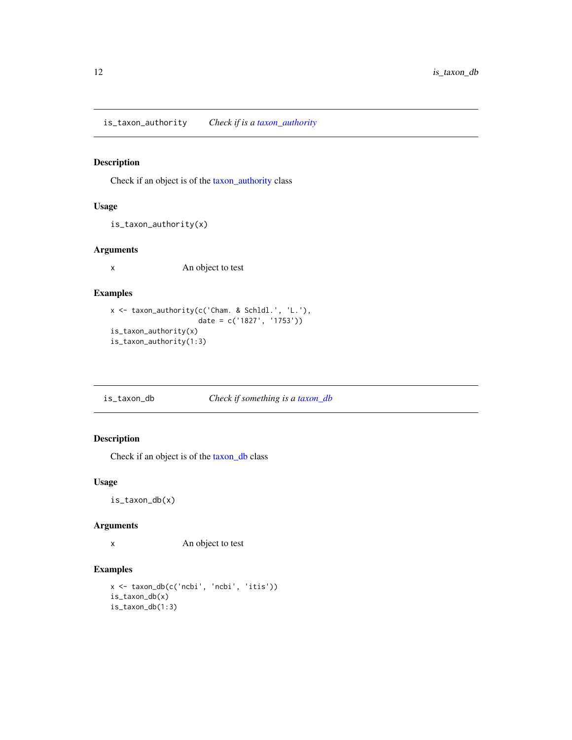## is_taxon_authority — *Check if is a taxon_authority*

### Description

Check if an object is of the taxon_authority class

### Usage

```
is_taxon_authority(x)
```

### Arguments

x    An object to test

### Examples

```
x <- taxon_authority(c('Cham. & Schldl.', 'L.'),
                     date = c('1827', '1753'))
is_taxon_authority(x)
is_taxon_authority(1:3)
```

## is_taxon_db — *Check if something is a taxon_db*

### Description

Check if an object is of the taxon_db class

### Usage

```
is_taxon_db(x)
```

### Arguments

x    An object to test

### Examples

```
x <- taxon_db(c('ncbi', 'ncbi', 'itis'))
is_taxon_db(x)
is_taxon_db(1:3)
```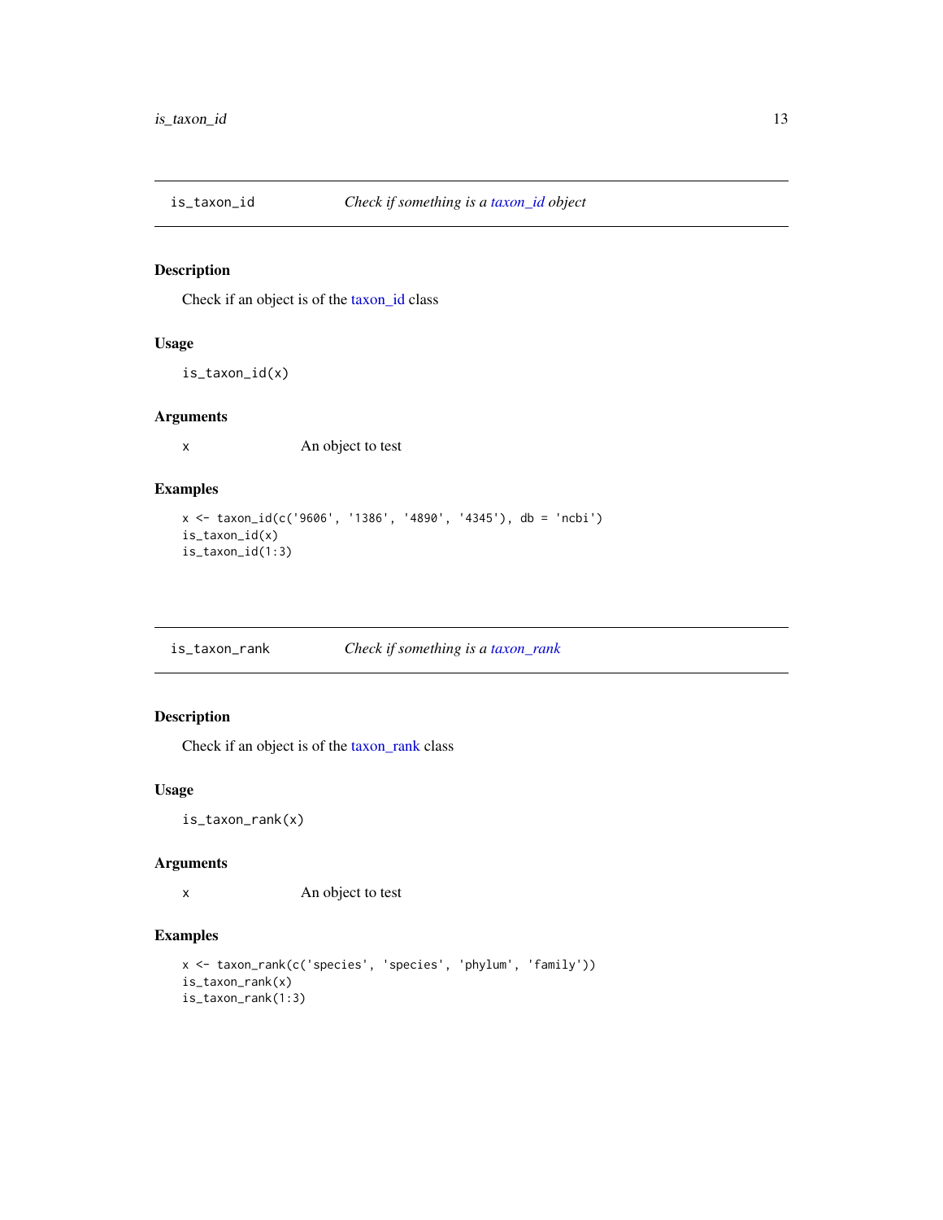## is_taxon_id — *Check if something is a taxon_id object*

### Description

Check if an object is of the taxon_id class

### Usage

```
is_taxon_id(x)
```

### Arguments

| | |
|---|---|
| x | An object to test |

### Examples

```
x <- taxon_id(c('9606', '1386', '4890', '4345'), db = 'ncbi')
is_taxon_id(x)
is_taxon_id(1:3)
```

## is_taxon_rank — *Check if something is a taxon_rank*

### Description

Check if an object is of the taxon_rank class

### Usage

```
is_taxon_rank(x)
```

### Arguments

| | |
|---|---|
| x | An object to test |

### Examples

```
x <- taxon_rank(c('species', 'species', 'phylum', 'family'))
is_taxon_rank(x)
is_taxon_rank(1:3)
```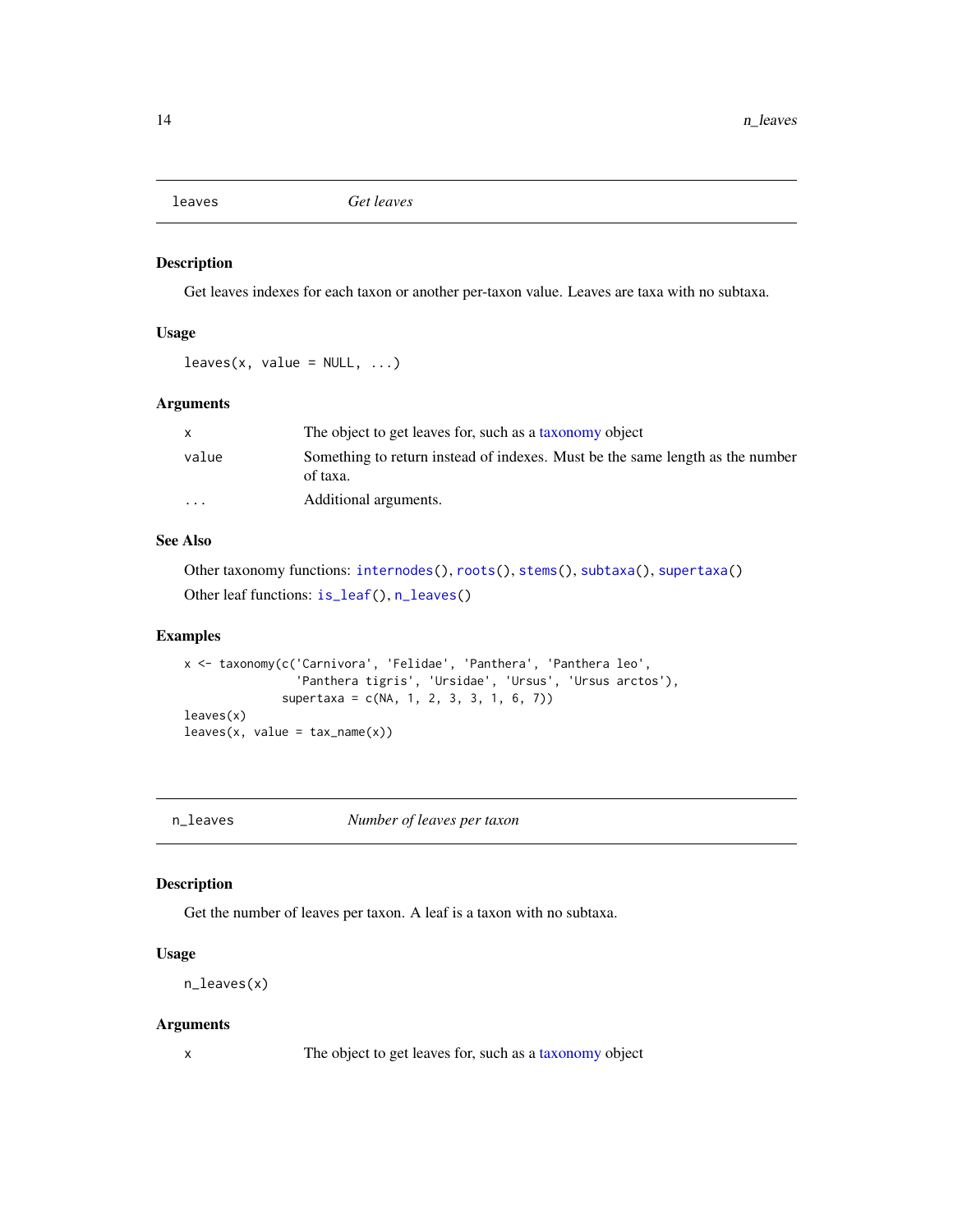## leaves — *Get leaves*

### Description

Get leaves indexes for each taxon or another per-taxon value. Leaves are taxa with no subtaxa.

### Usage

```
leaves(x, value = NULL, ...)
```

### Arguments

| | |
|---|---|
| x | The object to get leaves for, such as a taxonomy object |
| value | Something to return instead of indexes. Must be the same length as the number of taxa. |
| ... | Additional arguments. |

### See Also

Other taxonomy functions: `internodes()`, `roots()`, `stems()`, `subtaxa()`, `supertaxa()`

Other leaf functions: `is_leaf()`, `n_leaves()`

### Examples

```
x <- taxonomy(c('Carnivora', 'Felidae', 'Panthera', 'Panthera leo',
                'Panthera tigris', 'Ursidae', 'Ursus', 'Ursus arctos'),
              supertaxa = c(NA, 1, 2, 3, 3, 1, 6, 7))
leaves(x)
leaves(x, value = tax_name(x))
```

## n_leaves — *Number of leaves per taxon*

### Description

Get the number of leaves per taxon. A leaf is a taxon with no subtaxa.

### Usage

```
n_leaves(x)
```

### Arguments

| | |
|---|---|
| x | The object to get leaves for, such as a taxonomy object |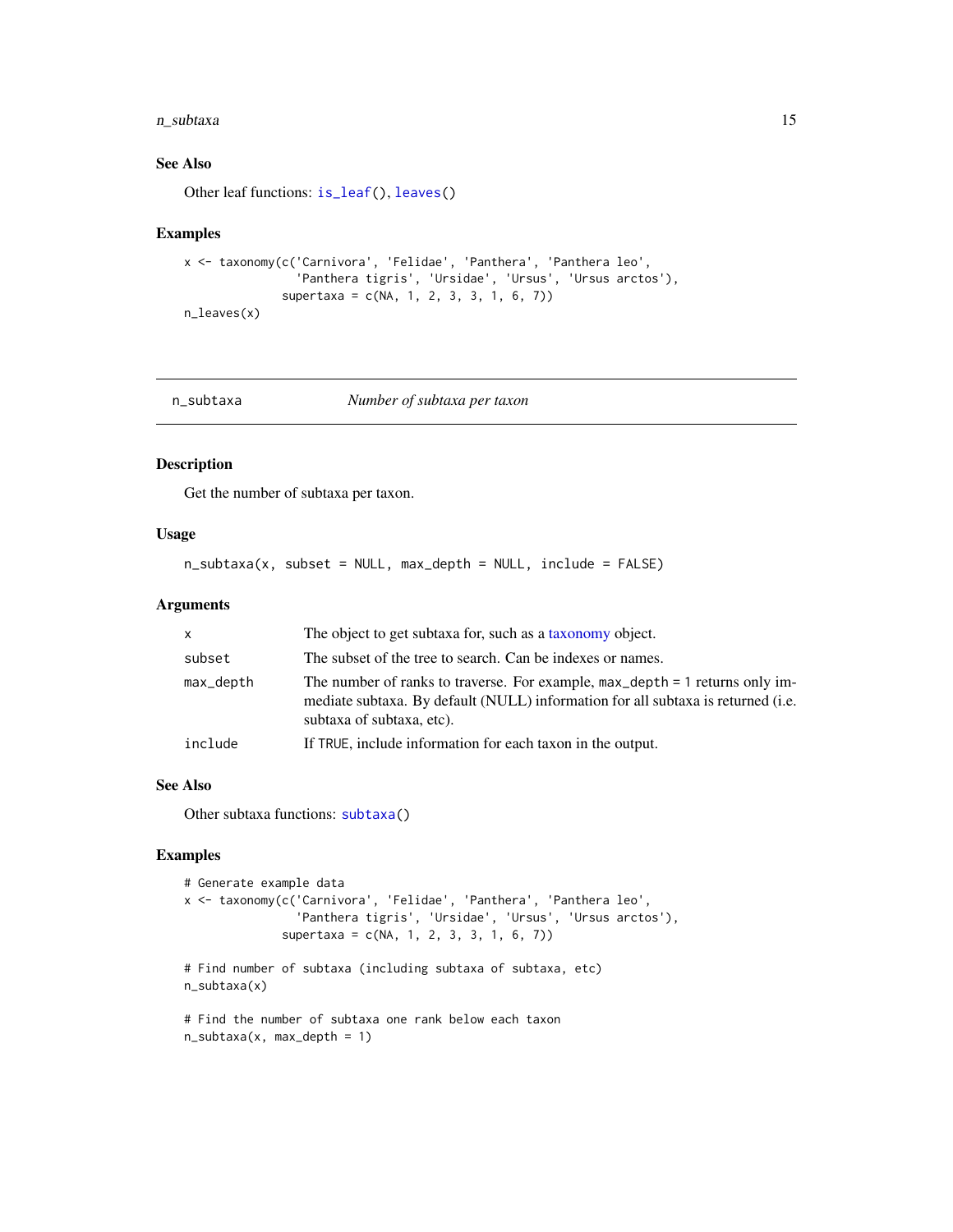### See Also

Other leaf functions: `is_leaf()`, `leaves()`

### Examples

```
x <- taxonomy(c('Carnivora', 'Felidae', 'Panthera', 'Panthera leo',
                'Panthera tigris', 'Ursidae', 'Ursus', 'Ursus arctos'),
              supertaxa = c(NA, 1, 2, 3, 3, 1, 6, 7))
n_leaves(x)
```

---

## n_subtaxa    *Number of subtaxa per taxon*

### Description

Get the number of subtaxa per taxon.

### Usage

```
n_subtaxa(x, subset = NULL, max_depth = NULL, include = FALSE)
```

### Arguments

| | |
|---|---|
| `x` | The object to get subtaxa for, such as a taxonomy object. |
| `subset` | The subset of the tree to search. Can be indexes or names. |
| `max_depth` | The number of ranks to traverse. For example, `max_depth = 1` returns only immediate subtaxa. By default (NULL) information for all subtaxa is returned (i.e. subtaxa of subtaxa, etc). |
| `include` | If `TRUE`, include information for each taxon in the output. |

### See Also

Other subtaxa functions: `subtaxa()`

### Examples

```
# Generate example data
x <- taxonomy(c('Carnivora', 'Felidae', 'Panthera', 'Panthera leo',
                'Panthera tigris', 'Ursidae', 'Ursus', 'Ursus arctos'),
              supertaxa = c(NA, 1, 2, 3, 3, 1, 6, 7))

# Find number of subtaxa (including subtaxa of subtaxa, etc)
n_subtaxa(x)

# Find the number of subtaxa one rank below each taxon
n_subtaxa(x, max_depth = 1)
```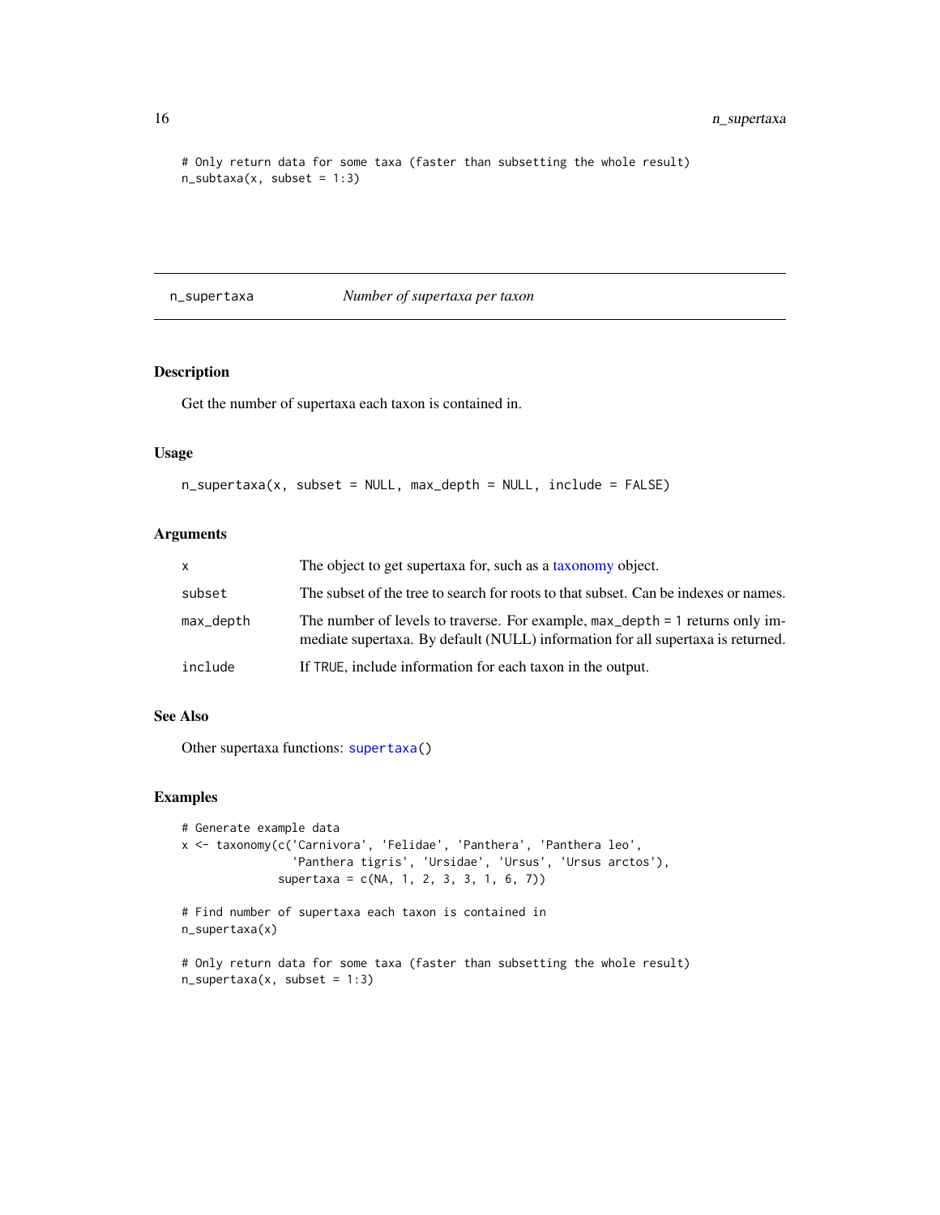```
# Only return data for some taxa (faster than subsetting the whole result)
n_subtaxa(x, subset = 1:3)
```

## n_supertaxa *Number of supertaxa per taxon*

### Description

Get the number of supertaxa each taxon is contained in.

### Usage

```
n_supertaxa(x, subset = NULL, max_depth = NULL, include = FALSE)
```

### Arguments

| | |
|---|---|
| `x` | The object to get supertaxa for, such as a taxonomy object. |
| `subset` | The subset of the tree to search for roots to that subset. Can be indexes or names. |
| `max_depth` | The number of levels to traverse. For example, `max_depth = 1` returns only immediate supertaxa. By default (NULL) information for all supertaxa is returned. |
| `include` | If `TRUE`, include information for each taxon in the output. |

### See Also

Other supertaxa functions: `supertaxa()`

### Examples

```
# Generate example data
x <- taxonomy(c('Carnivora', 'Felidae', 'Panthera', 'Panthera leo',
                'Panthera tigris', 'Ursidae', 'Ursus', 'Ursus arctos'),
              supertaxa = c(NA, 1, 2, 3, 3, 1, 6, 7))

# Find number of supertaxa each taxon is contained in
n_supertaxa(x)

# Only return data for some taxa (faster than subsetting the whole result)
n_supertaxa(x, subset = 1:3)
```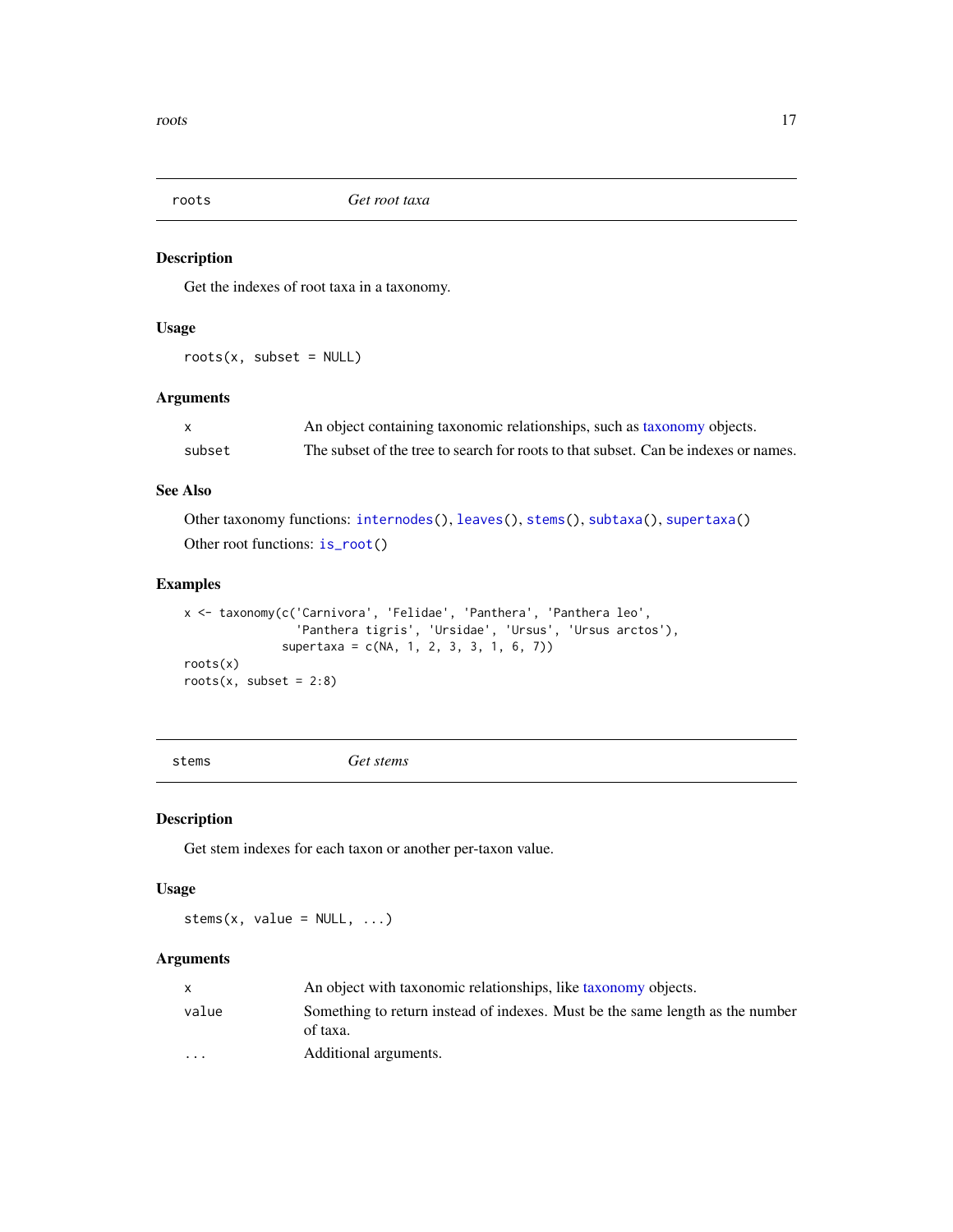## roots — *Get root taxa*

### Description

Get the indexes of root taxa in a taxonomy.

### Usage

```
roots(x, subset = NULL)
```

### Arguments

| | |
|---|---|
| `x` | An object containing taxonomic relationships, such as taxonomy objects. |
| `subset` | The subset of the tree to search for roots to that subset. Can be indexes or names. |

### See Also

Other taxonomy functions: `internodes()`, `leaves()`, `stems()`, `subtaxa()`, `supertaxa()`

Other root functions: `is_root()`

### Examples

```
x <- taxonomy(c('Carnivora', 'Felidae', 'Panthera', 'Panthera leo',
                'Panthera tigris', 'Ursidae', 'Ursus', 'Ursus arctos'),
              supertaxa = c(NA, 1, 2, 3, 3, 1, 6, 7))
roots(x)
roots(x, subset = 2:8)
```

## stems — *Get stems*

### Description

Get stem indexes for each taxon or another per-taxon value.

### Usage

```
stems(x, value = NULL, ...)
```

### Arguments

| | |
|---|---|
| `x` | An object with taxonomic relationships, like taxonomy objects. |
| `value` | Something to return instead of indexes. Must be the same length as the number of taxa. |
| `...` | Additional arguments. |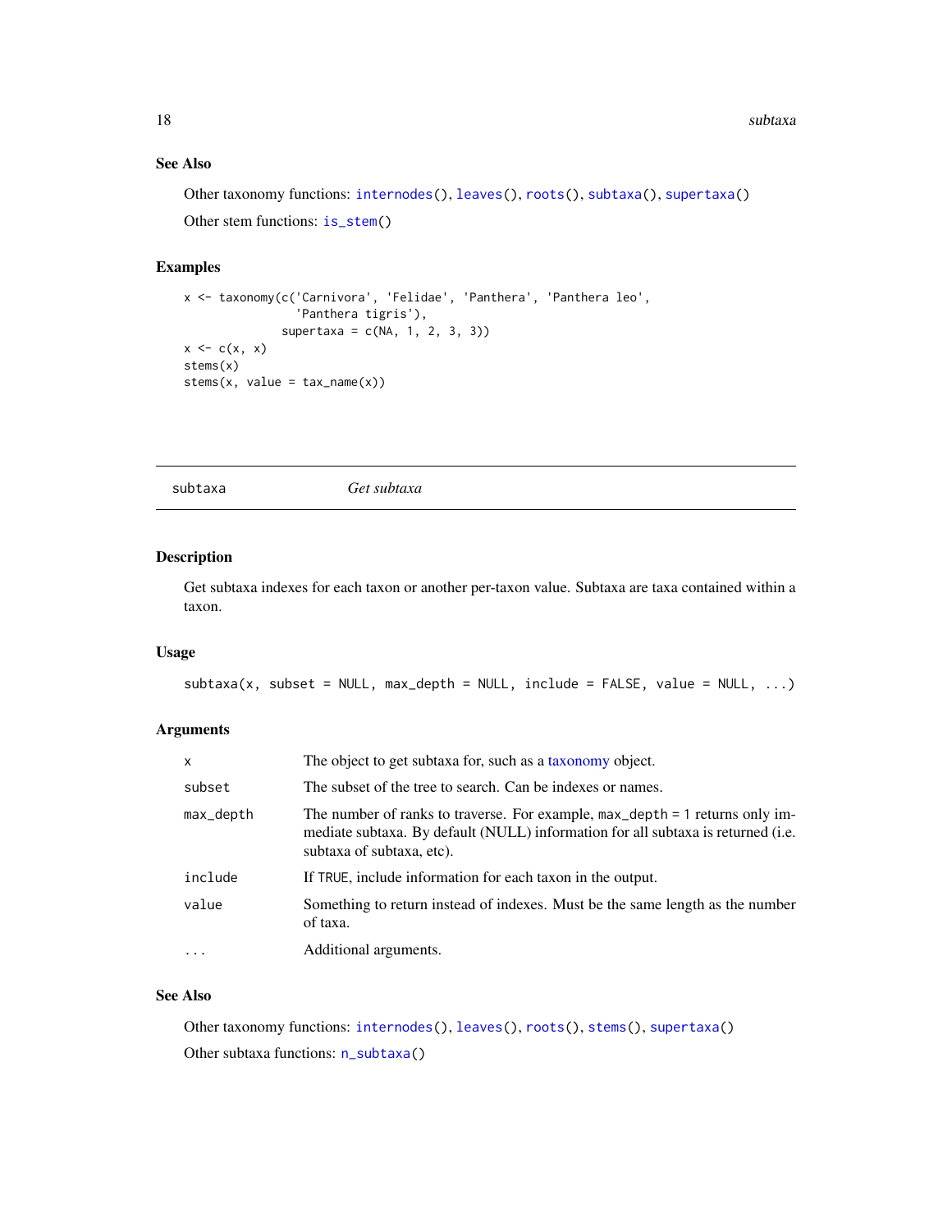### See Also

Other taxonomy functions: internodes(), leaves(), roots(), subtaxa(), supertaxa()

Other stem functions: is_stem()

### Examples

```
x <- taxonomy(c('Carnivora', 'Felidae', 'Panthera', 'Panthera leo',
                'Panthera tigris'),
              supertaxa = c(NA, 1, 2, 3, 3))
x <- c(x, x)
stems(x)
stems(x, value = tax_name(x))
```

---

## subtaxa — *Get subtaxa*

### Description

Get subtaxa indexes for each taxon or another per-taxon value. Subtaxa are taxa contained within a taxon.

### Usage

```
subtaxa(x, subset = NULL, max_depth = NULL, include = FALSE, value = NULL, ...)
```

### Arguments

| | |
|---|---|
| x | The object to get subtaxa for, such as a taxonomy object. |
| subset | The subset of the tree to search. Can be indexes or names. |
| max_depth | The number of ranks to traverse. For example, max_depth = 1 returns only immediate subtaxa. By default (NULL) information for all subtaxa is returned (i.e. subtaxa of subtaxa, etc). |
| include | If TRUE, include information for each taxon in the output. |
| value | Something to return instead of indexes. Must be the same length as the number of taxa. |
| ... | Additional arguments. |

### See Also

Other taxonomy functions: internodes(), leaves(), roots(), stems(), supertaxa()

Other subtaxa functions: n_subtaxa()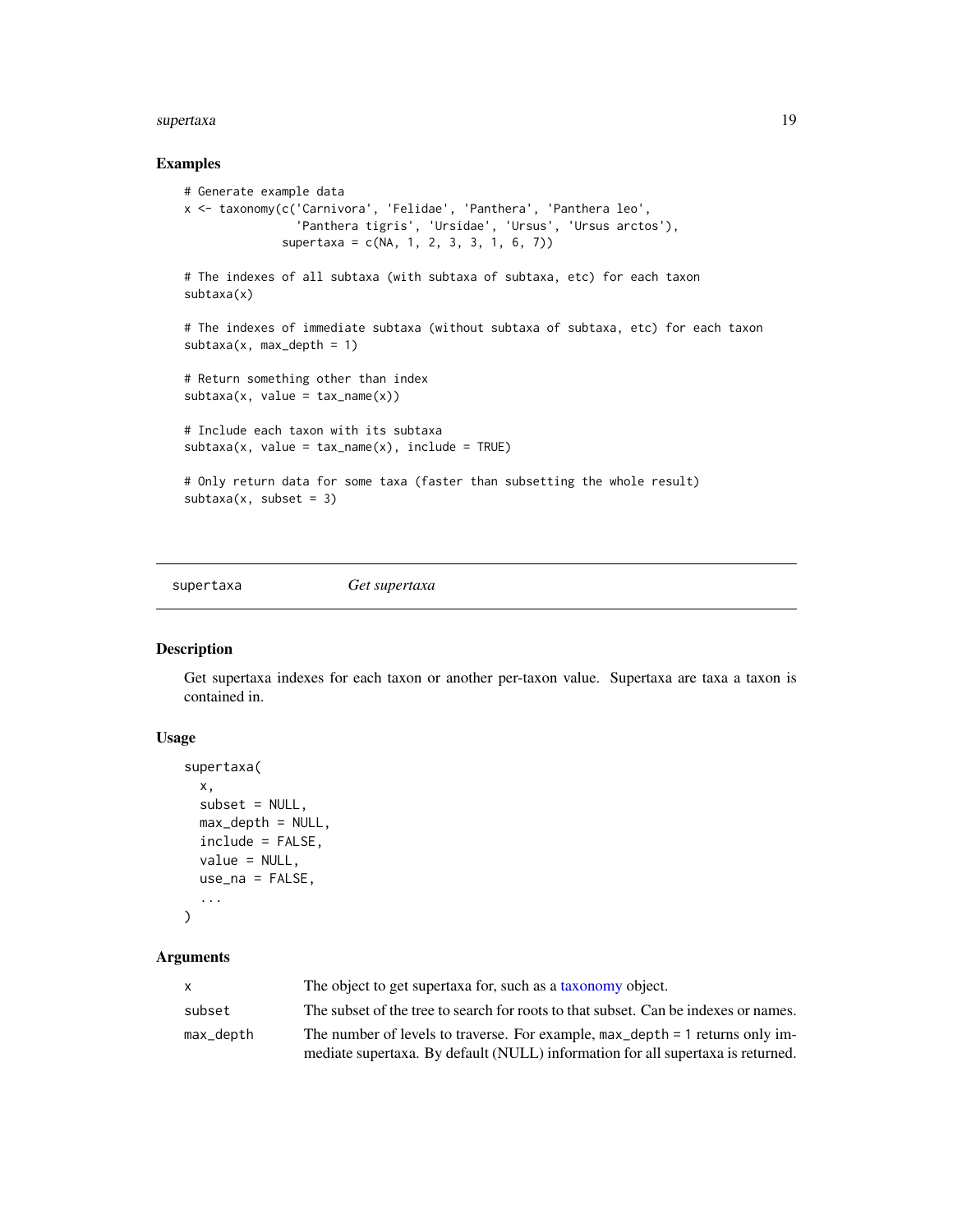## Examples

```
# Generate example data
x <- taxonomy(c('Carnivora', 'Felidae', 'Panthera', 'Panthera leo',
               'Panthera tigris', 'Ursidae', 'Ursus', 'Ursus arctos'),
             supertaxa = c(NA, 1, 2, 3, 3, 1, 6, 7))

# The indexes of all subtaxa (with subtaxa of subtaxa, etc) for each taxon
subtaxa(x)

# The indexes of immediate subtaxa (without subtaxa of subtaxa, etc) for each taxon
subtaxa(x, max_depth = 1)

# Return something other than index
subtaxa(x, value = tax_name(x))

# Include each taxon with its subtaxa
subtaxa(x, value = tax_name(x), include = TRUE)

# Only return data for some taxa (faster than subsetting the whole result)
subtaxa(x, subset = 3)
```

---

# supertaxa — *Get supertaxa*

## Description

Get supertaxa indexes for each taxon or another per-taxon value. Supertaxa are taxa a taxon is contained in.

## Usage

```
supertaxa(
  x,
  subset = NULL,
  max_depth = NULL,
  include = FALSE,
  value = NULL,
  use_na = FALSE,
  ...
)
```

## Arguments

| | |
|---|---|
| x | The object to get supertaxa for, such as a taxonomy object. |
| subset | The subset of the tree to search for roots to that subset. Can be indexes or names. |
| max_depth | The number of levels to traverse. For example, `max_depth = 1` returns only immediate supertaxa. By default (NULL) information for all supertaxa is returned. |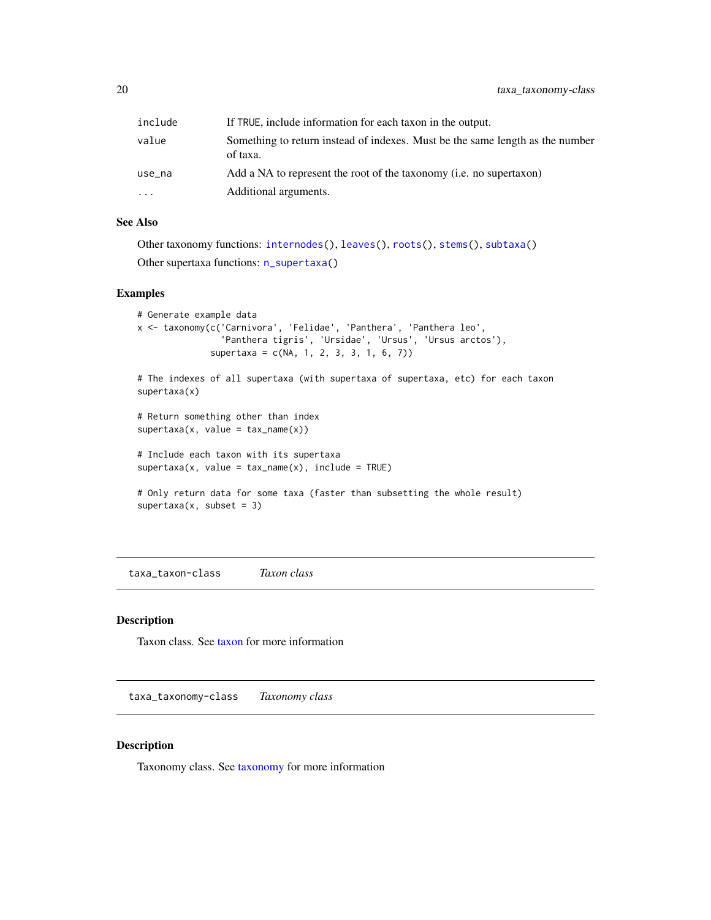| | |
|---|---|
| `include` | If `TRUE`, include information for each taxon in the output. |
| `value` | Something to return instead of indexes. Must be the same length as the number of taxa. |
| `use_na` | Add a NA to represent the root of the taxonomy (i.e. no supertaxon) |
| `...` | Additional arguments. |

### See Also

Other taxonomy functions: `internodes()`, `leaves()`, `roots()`, `stems()`, `subtaxa()`

Other supertaxa functions: `n_supertaxa()`

### Examples

```
# Generate example data
x <- taxonomy(c('Carnivora', 'Felidae', 'Panthera', 'Panthera leo',
               'Panthera tigris', 'Ursidae', 'Ursus', 'Ursus arctos'),
             supertaxa = c(NA, 1, 2, 3, 3, 1, 6, 7))

# The indexes of all supertaxa (with supertaxa of supertaxa, etc) for each taxon
supertaxa(x)

# Return something other than index
supertaxa(x, value = tax_name(x))

# Include each taxon with its supertaxa
supertaxa(x, value = tax_name(x), include = TRUE)

# Only return data for some taxa (faster than subsetting the whole result)
supertaxa(x, subset = 3)
```

## taxa_taxon-class    *Taxon class*

### Description

Taxon class. See taxon for more information

## taxa_taxonomy-class    *Taxonomy class*

### Description

Taxonomy class. See taxonomy for more information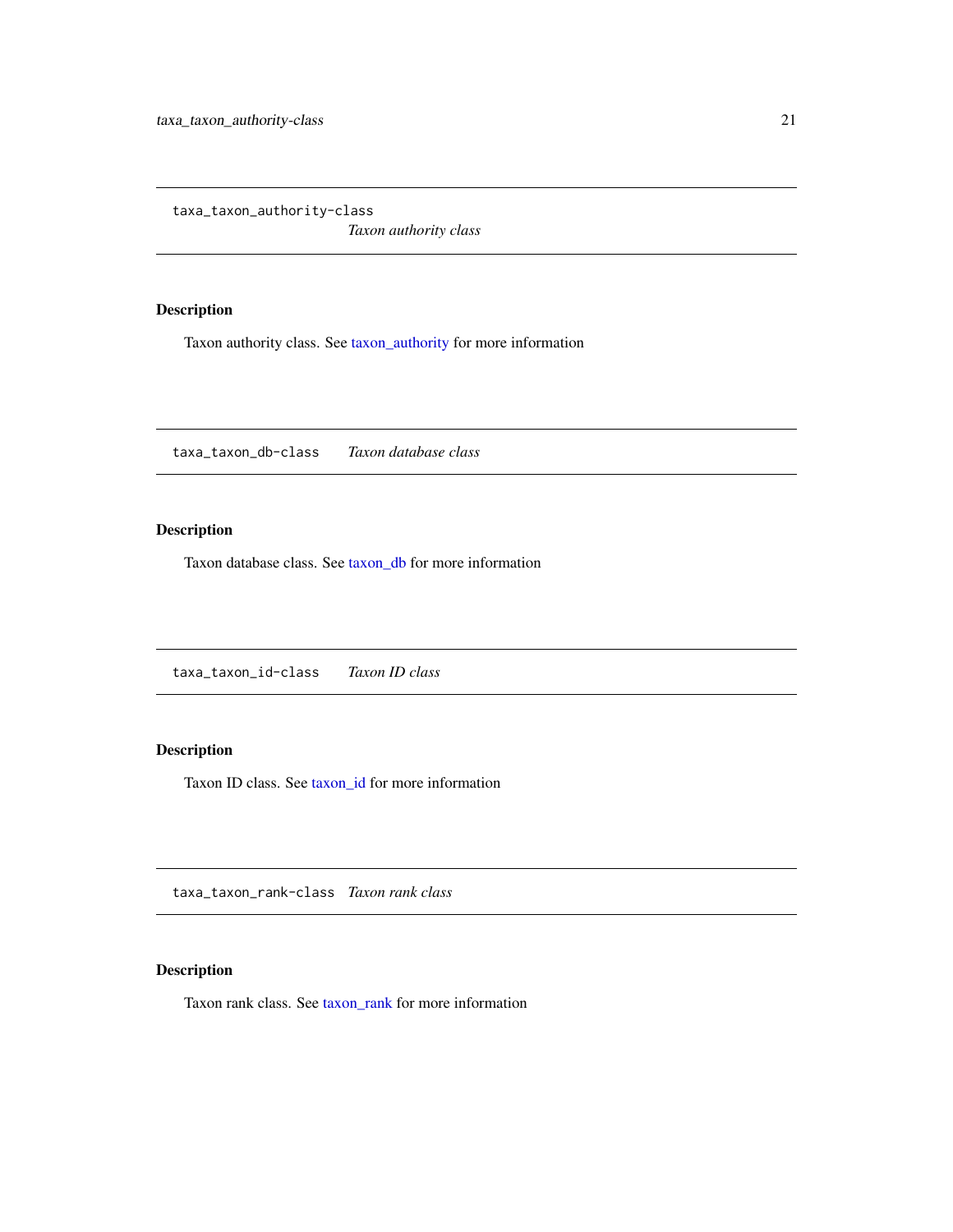## taxa_taxon_authority-class

*Taxon authority class*

### Description

Taxon authority class. See taxon_authority for more information

## taxa_taxon_db-class

*Taxon database class*

### Description

Taxon database class. See taxon_db for more information

## taxa_taxon_id-class

*Taxon ID class*

### Description

Taxon ID class. See taxon_id for more information

## taxa_taxon_rank-class

*Taxon rank class*

### Description

Taxon rank class. See taxon_rank for more information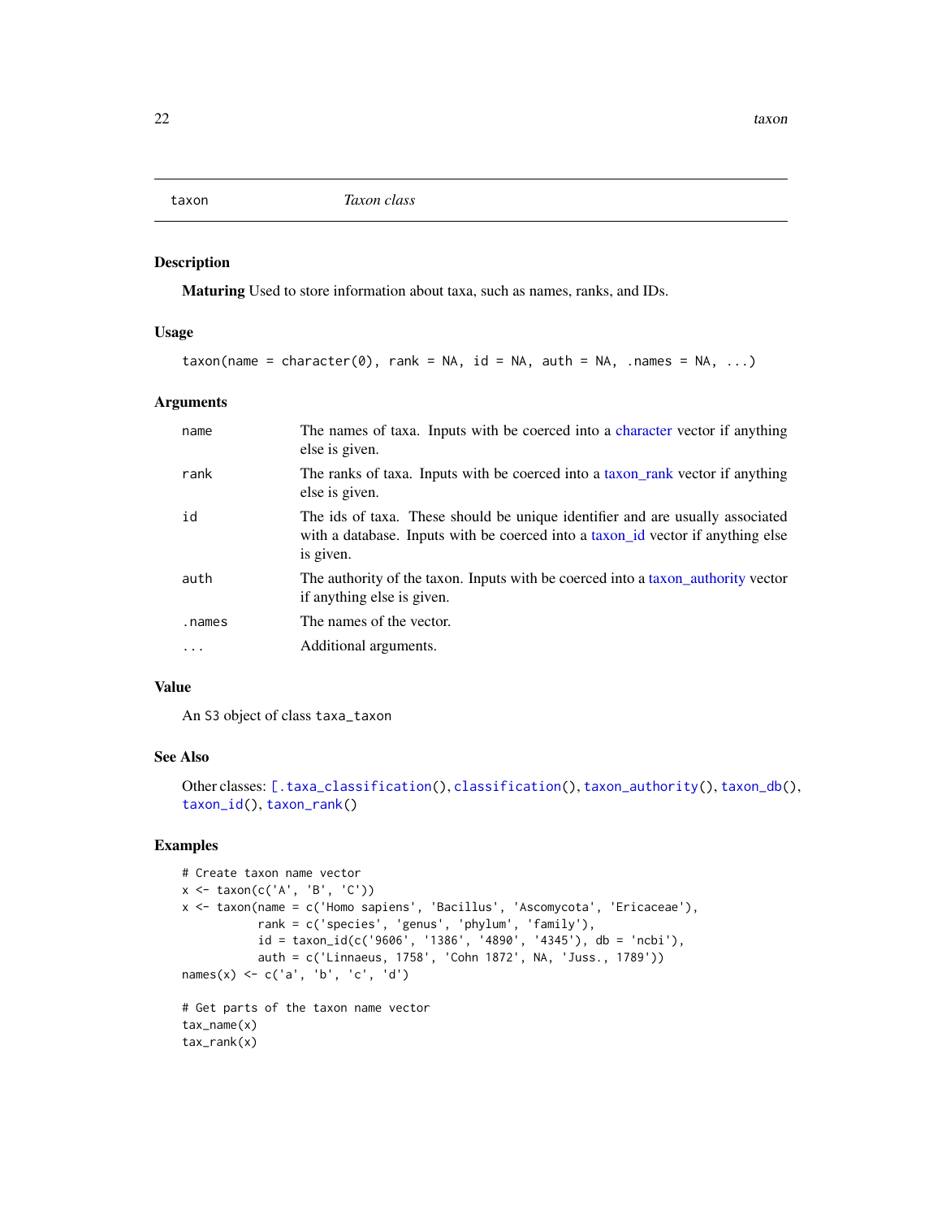# taxon *Taxon class*

## Description

**Maturing** Used to store information about taxa, such as names, ranks, and IDs.

## Usage

```
taxon(name = character(0), rank = NA, id = NA, auth = NA, .names = NA, ...)
```

## Arguments

| | |
|---|---|
| name | The names of taxa. Inputs with be coerced into a character vector if anything else is given. |
| rank | The ranks of taxa. Inputs with be coerced into a taxon_rank vector if anything else is given. |
| id | The ids of taxa. These should be unique identifier and are usually associated with a database. Inputs with be coerced into a taxon_id vector if anything else is given. |
| auth | The authority of the taxon. Inputs with be coerced into a taxon_authority vector if anything else is given. |
| .names | The names of the vector. |
| ... | Additional arguments. |

## Value

An S3 object of class `taxa_taxon`

## See Also

Other classes: `[.taxa_classification()`, `classification()`, `taxon_authority()`, `taxon_db()`, `taxon_id()`, `taxon_rank()`

## Examples

```
# Create taxon name vector
x <- taxon(c('A', 'B', 'C'))
x <- taxon(name = c('Homo sapiens', 'Bacillus', 'Ascomycota', 'Ericaceae'),
           rank = c('species', 'genus', 'phylum', 'family'),
           id = taxon_id(c('9606', '1386', '4890', '4345'), db = 'ncbi'),
           auth = c('Linnaeus, 1758', 'Cohn 1872', NA, 'Juss., 1789'))
names(x) <- c('a', 'b', 'c', 'd')

# Get parts of the taxon name vector
tax_name(x)
tax_rank(x)
```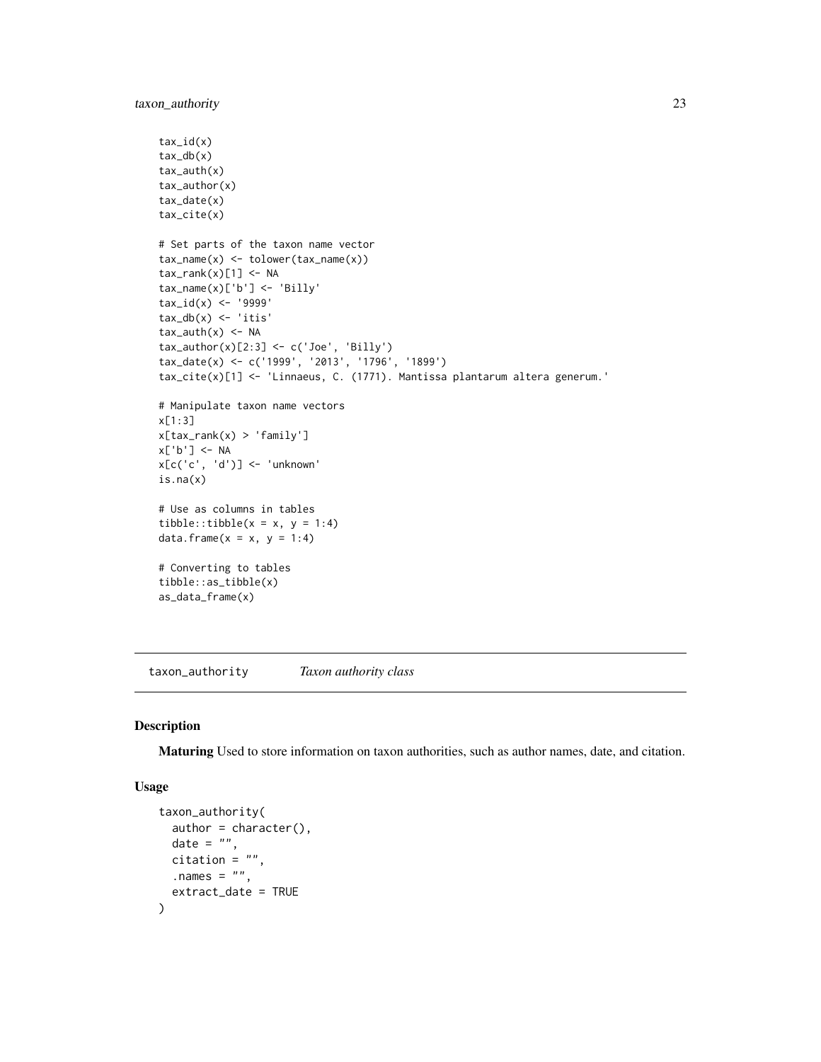```
tax_id(x)
tax_db(x)
tax_auth(x)
tax_author(x)
tax_date(x)
tax_cite(x)

# Set parts of the taxon name vector
tax_name(x) <- tolower(tax_name(x))
tax_rank(x)[1] <- NA
tax_name(x)['b'] <- 'Billy'
tax_id(x) <- '9999'
tax_db(x) <- 'itis'
tax_auth(x) <- NA
tax_author(x)[2:3] <- c('Joe', 'Billy')
tax_date(x) <- c('1999', '2013', '1796', '1899')
tax_cite(x)[1] <- 'Linnaeus, C. (1771). Mantissa plantarum altera generum.'

# Manipulate taxon name vectors
x[1:3]
x[tax_rank(x) > 'family']
x['b'] <- NA
x[c('c', 'd')] <- 'unknown'
is.na(x)

# Use as columns in tables
tibble::tibble(x = x, y = 1:4)
data.frame(x = x, y = 1:4)

# Converting to tables
tibble::as_tibble(x)
as_data_frame(x)
```

## taxon_authority — *Taxon authority class*

### Description

**Maturing** Used to store information on taxon authorities, such as author names, date, and citation.

### Usage

```
taxon_authority(
  author = character(),
  date = "",
  citation = "",
  .names = "",
  extract_date = TRUE
)
```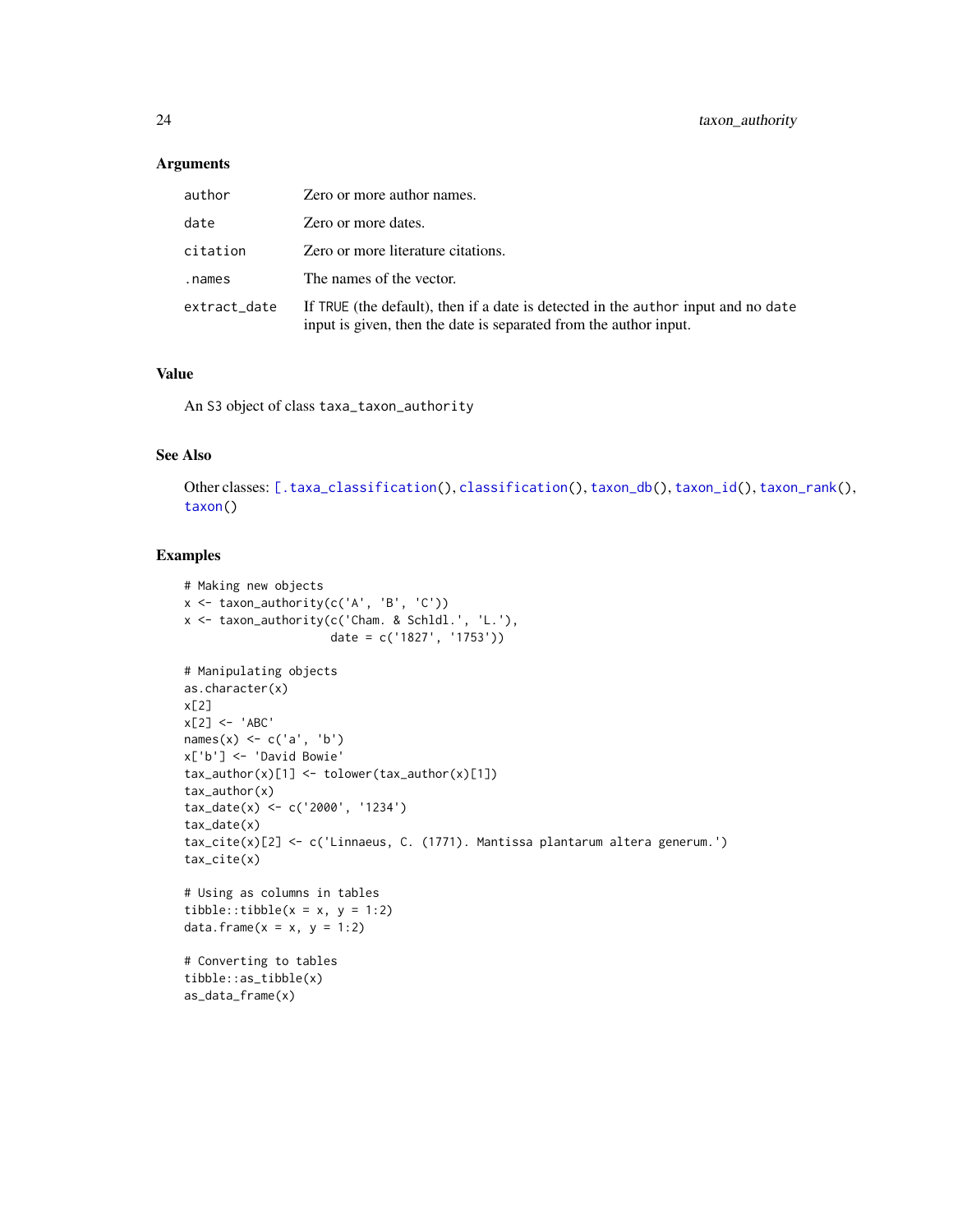### Arguments

| | |
|---|---|
| `author` | Zero or more author names. |
| `date` | Zero or more dates. |
| `citation` | Zero or more literature citations. |
| `.names` | The names of the vector. |
| `extract_date` | If `TRUE` (the default), then if a date is detected in the `author` input and no `date` input is given, then the date is separated from the author input. |

### Value

An S3 object of class `taxa_taxon_authority`

### See Also

Other classes: `[.taxa_classification`(), `classification`(), `taxon_db`(), `taxon_id`(), `taxon_rank`(), `taxon`()

### Examples

```
# Making new objects
x <- taxon_authority(c('A', 'B', 'C'))
x <- taxon_authority(c('Cham. & Schldl.', 'L.'),
                     date = c('1827', '1753'))

# Manipulating objects
as.character(x)
x[2]
x[2] <- 'ABC'
names(x) <- c('a', 'b')
x['b'] <- 'David Bowie'
tax_author(x)[1] <- tolower(tax_author(x)[1])
tax_author(x)
tax_date(x) <- c('2000', '1234')
tax_date(x)
tax_cite(x)[2] <- c('Linnaeus, C. (1771). Mantissa plantarum altera generum.')
tax_cite(x)

# Using as columns in tables
tibble::tibble(x = x, y = 1:2)
data.frame(x = x, y = 1:2)

# Converting to tables
tibble::as_tibble(x)
as_data_frame(x)
```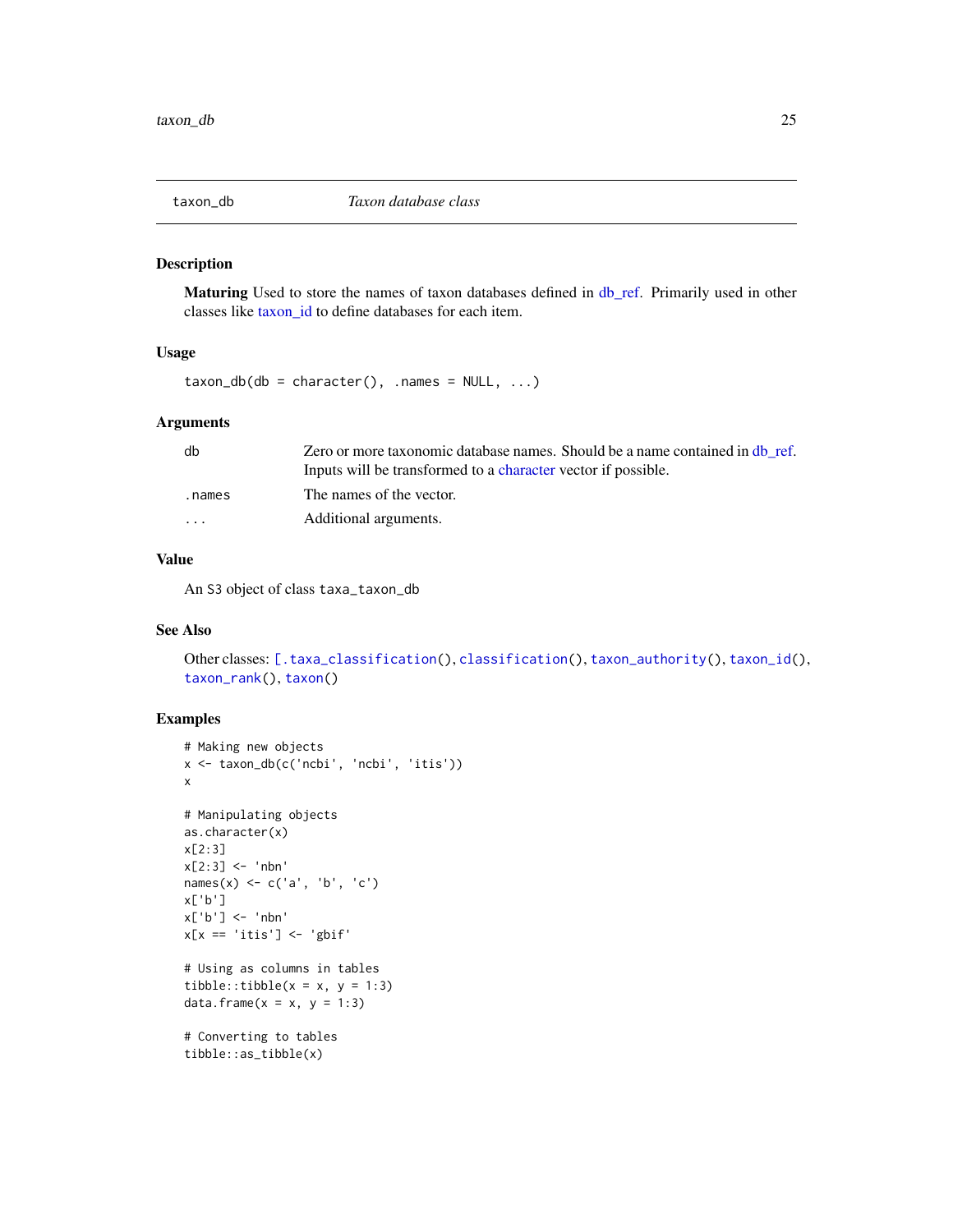## taxon_db — *Taxon database class*

### Description

**Maturing** Used to store the names of taxon databases defined in db_ref. Primarily used in other classes like taxon_id to define databases for each item.

### Usage

```
taxon_db(db = character(), .names = NULL, ...)
```

### Arguments

| | |
|---|---|
| db | Zero or more taxonomic database names. Should be a name contained in db_ref. Inputs will be transformed to a character vector if possible. |
| .names | The names of the vector. |
| ... | Additional arguments. |

### Value

An S3 object of class `taxa_taxon_db`

### See Also

Other classes: `[.taxa_classification()`, `classification()`, `taxon_authority()`, `taxon_id()`, `taxon_rank()`, `taxon()`

### Examples

```
# Making new objects
x <- taxon_db(c('ncbi', 'ncbi', 'itis'))
x

# Manipulating objects
as.character(x)
x[2:3]
x[2:3] <- 'nbn'
names(x) <- c('a', 'b', 'c')
x['b']
x['b'] <- 'nbn'
x[x == 'itis'] <- 'gbif'

# Using as columns in tables
tibble::tibble(x = x, y = 1:3)
data.frame(x = x, y = 1:3)

# Converting to tables
tibble::as_tibble(x)
```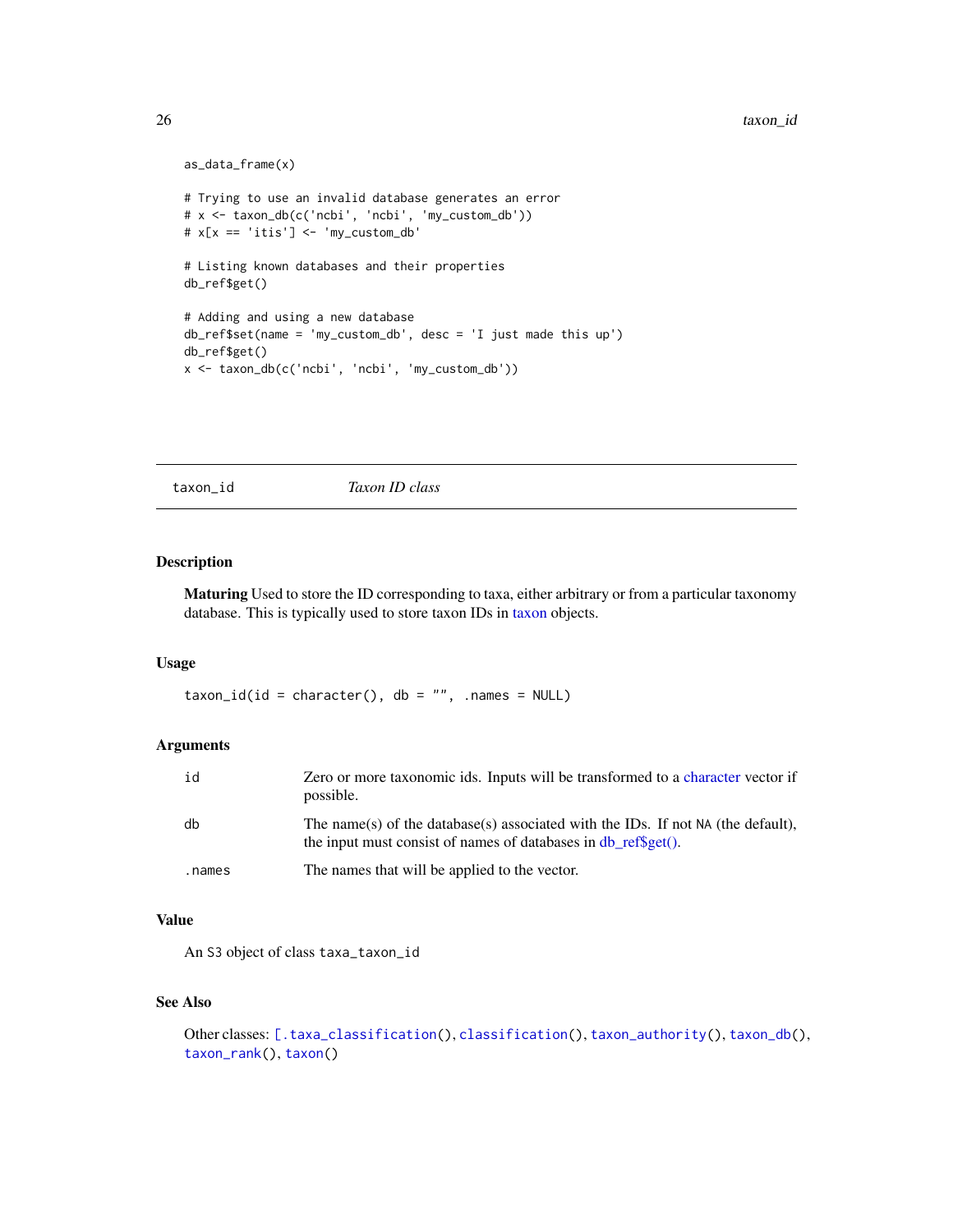```
as_data_frame(x)

# Trying to use an invalid database generates an error
# x <- taxon_db(c('ncbi', 'ncbi', 'my_custom_db'))
# x[x == 'itis'] <- 'my_custom_db'

# Listing known databases and their properties
db_ref$get()

# Adding and using a new database
db_ref$set(name = 'my_custom_db', desc = 'I just made this up')
db_ref$get()
x <- taxon_db(c('ncbi', 'ncbi', 'my_custom_db'))
```

---

## taxon_id *Taxon ID class*

### Description

**Maturing** Used to store the ID corresponding to taxa, either arbitrary or from a particular taxonomy database. This is typically used to store taxon IDs in taxon objects.

### Usage

```
taxon_id(id = character(), db = "", .names = NULL)
```

### Arguments

| | |
|---|---|
| id | Zero or more taxonomic ids. Inputs will be transformed to a character vector if possible. |
| db | The name(s) of the database(s) associated with the IDs. If not NA (the default), the input must consist of names of databases in db_ref$get(). |
| .names | The names that will be applied to the vector. |

### Value

An S3 object of class `taxa_taxon_id`

### See Also

Other classes: `[.taxa_classification()`, `classification()`, `taxon_authority()`, `taxon_db()`, `taxon_rank()`, `taxon()`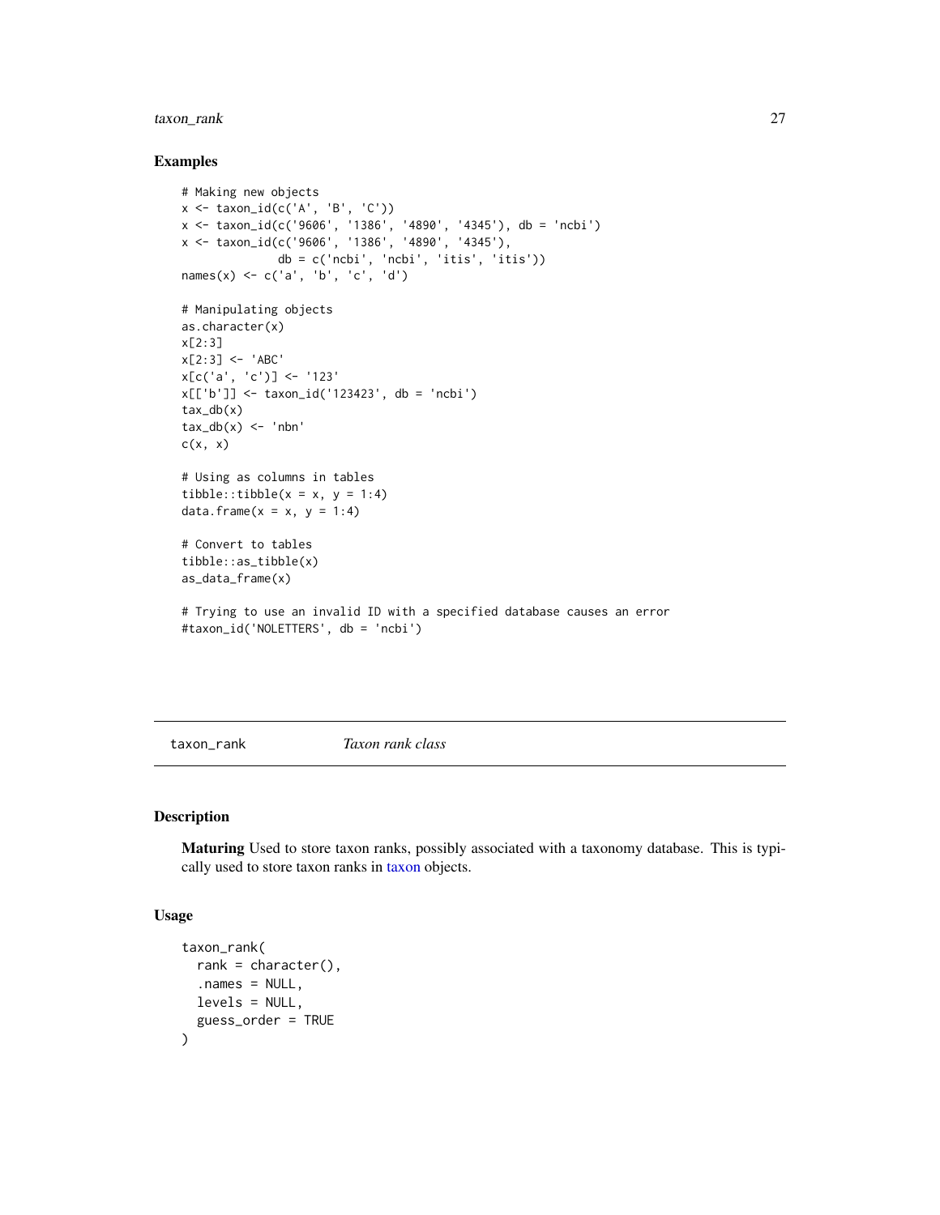## Examples

```
# Making new objects
x <- taxon_id(c('A', 'B', 'C'))
x <- taxon_id(c('9606', '1386', '4890', '4345'), db = 'ncbi')
x <- taxon_id(c('9606', '1386', '4890', '4345'),
              db = c('ncbi', 'ncbi', 'itis', 'itis'))
names(x) <- c('a', 'b', 'c', 'd')

# Manipulating objects
as.character(x)
x[2:3]
x[2:3] <- 'ABC'
x[c('a', 'c')] <- '123'
x[['b']] <- taxon_id('123423', db = 'ncbi')
tax_db(x)
tax_db(x) <- 'nbn'
c(x, x)

# Using as columns in tables
tibble::tibble(x = x, y = 1:4)
data.frame(x = x, y = 1:4)

# Convert to tables
tibble::as_tibble(x)
as_data_frame(x)

# Trying to use an invalid ID with a specified database causes an error
#taxon_id('NOLETTERS', db = 'ncbi')
```

---

# taxon_rank *Taxon rank class*

## Description

**Maturing** Used to store taxon ranks, possibly associated with a taxonomy database. This is typically used to store taxon ranks in taxon objects.

## Usage

```
taxon_rank(
  rank = character(),
  .names = NULL,
  levels = NULL,
  guess_order = TRUE
)
```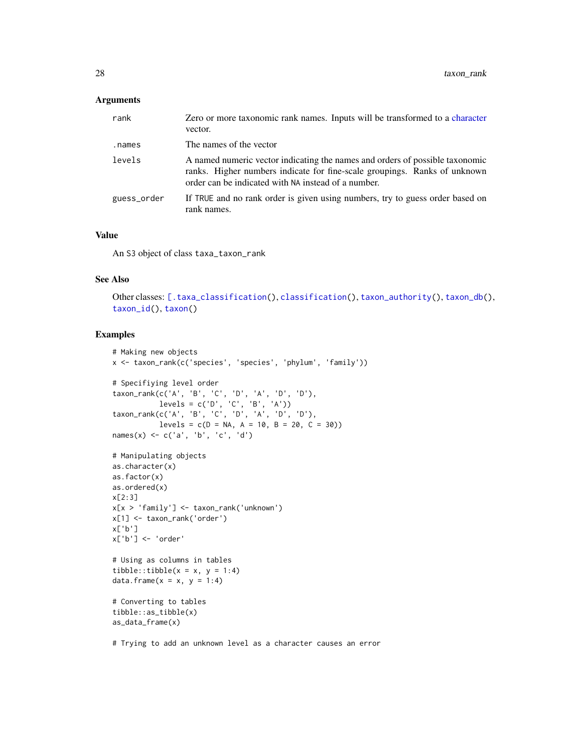### Arguments

| | |
|---|---|
| rank | Zero or more taxonomic rank names. Inputs will be transformed to a character vector. |
| .names | The names of the vector |
| levels | A named numeric vector indicating the names and orders of possible taxonomic ranks. Higher numbers indicate for fine-scale groupings. Ranks of unknown order can be indicated with NA instead of a number. |
| guess_order | If TRUE and no rank order is given using numbers, try to guess order based on rank names. |

### Value

An S3 object of class taxa_taxon_rank

### See Also

Other classes: [.taxa_classification(), classification(), taxon_authority(), taxon_db(), taxon_id(), taxon()

### Examples

```
# Making new objects
x <- taxon_rank(c('species', 'species', 'phylum', 'family'))

# Specifiying level order
taxon_rank(c('A', 'B', 'C', 'D', 'A', 'D', 'D'),
           levels = c('D', 'C', 'B', 'A'))
taxon_rank(c('A', 'B', 'C', 'D', 'A', 'D', 'D'),
           levels = c(D = NA, A = 10, B = 20, C = 30))
names(x) <- c('a', 'b', 'c', 'd')

# Manipulating objects
as.character(x)
as.factor(x)
as.ordered(x)
x[2:3]
x[x > 'family'] <- taxon_rank('unknown')
x[1] <- taxon_rank('order')
x['b']
x['b'] <- 'order'

# Using as columns in tables
tibble::tibble(x = x, y = 1:4)
data.frame(x = x, y = 1:4)

# Converting to tables
tibble::as_tibble(x)
as_data_frame(x)

# Trying to add an unknown level as a character causes an error
```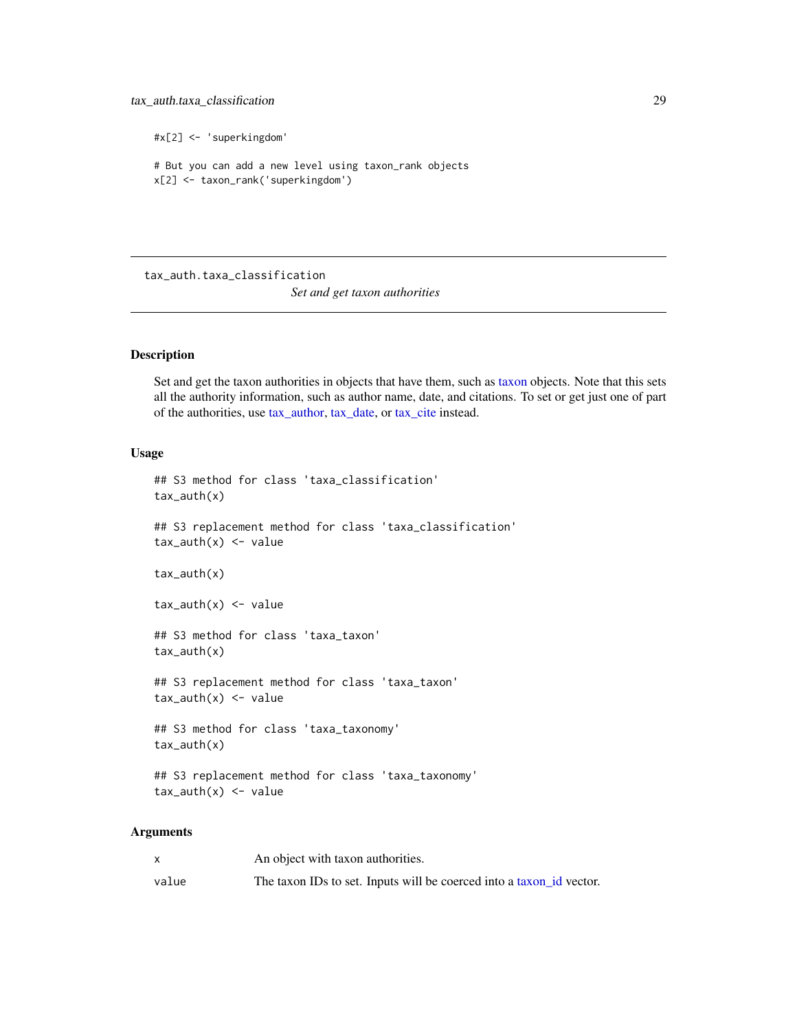```
#x[2] <- 'superkingdom'

# But you can add a new level using taxon_rank objects
x[2] <- taxon_rank('superkingdom')
```

## tax_auth.taxa_classification

*Set and get taxon authorities*

### Description

Set and get the taxon authorities in objects that have them, such as taxon objects. Note that this sets all the authority information, such as author name, date, and citations. To set or get just one of part of the authorities, use tax_author, tax_date, or tax_cite instead.

### Usage

```
## S3 method for class 'taxa_classification'
tax_auth(x)

## S3 replacement method for class 'taxa_classification'
tax_auth(x) <- value

tax_auth(x)

tax_auth(x) <- value

## S3 method for class 'taxa_taxon'
tax_auth(x)

## S3 replacement method for class 'taxa_taxon'
tax_auth(x) <- value

## S3 method for class 'taxa_taxonomy'
tax_auth(x)

## S3 replacement method for class 'taxa_taxonomy'
tax_auth(x) <- value
```

### Arguments

| | |
|---|---|
| x | An object with taxon authorities. |
| value | The taxon IDs to set. Inputs will be coerced into a taxon_id vector. |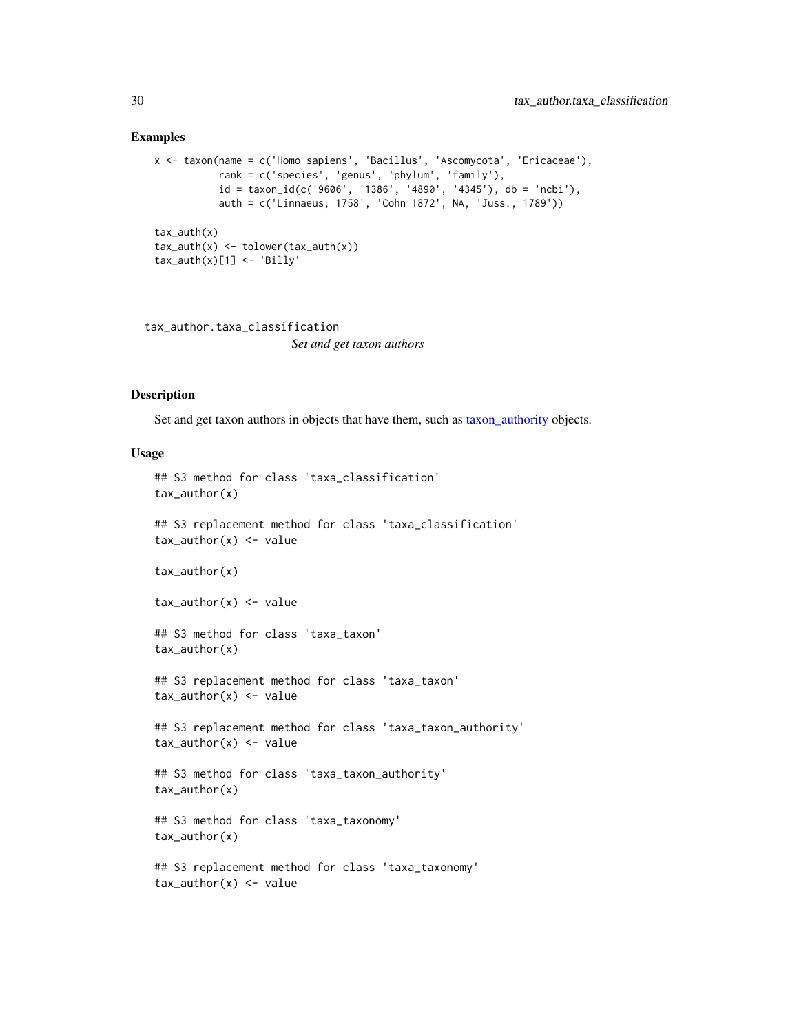## Examples

```
x <- taxon(name = c('Homo sapiens', 'Bacillus', 'Ascomycota', 'Ericaceae'),
           rank = c('species', 'genus', 'phylum', 'family'),
           id = taxon_id(c('9606', '1386', '4890', '4345'), db = 'ncbi'),
           auth = c('Linnaeus, 1758', 'Cohn 1872', NA, 'Juss., 1789'))

tax_auth(x)
tax_auth(x) <- tolower(tax_auth(x))
tax_auth(x)[1] <- 'Billy'
```

---

# tax_author.taxa_classification

*Set and get taxon authors*

---

## Description

Set and get taxon authors in objects that have them, such as taxon_authority objects.

## Usage

```
## S3 method for class 'taxa_classification'
tax_author(x)

## S3 replacement method for class 'taxa_classification'
tax_author(x) <- value

tax_author(x)

tax_author(x) <- value

## S3 method for class 'taxa_taxon'
tax_author(x)

## S3 replacement method for class 'taxa_taxon'
tax_author(x) <- value

## S3 replacement method for class 'taxa_taxon_authority'
tax_author(x) <- value

## S3 method for class 'taxa_taxon_authority'
tax_author(x)

## S3 method for class 'taxa_taxonomy'
tax_author(x)

## S3 replacement method for class 'taxa_taxonomy'
tax_author(x) <- value
```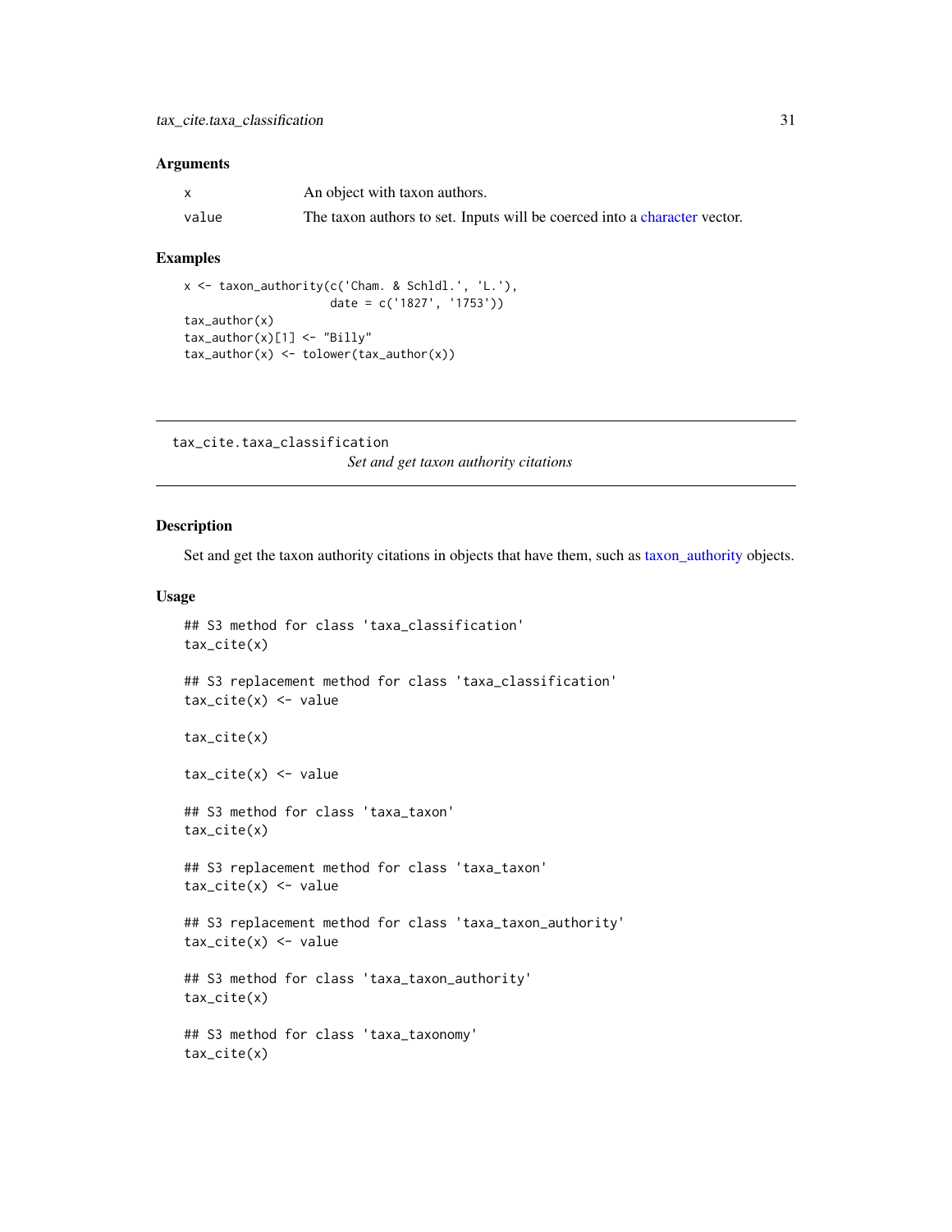### Arguments

| | |
|---|---|
| x | An object with taxon authors. |
| value | The taxon authors to set. Inputs will be coerced into a character vector. |

### Examples

```
x <- taxon_authority(c('Cham. & Schldl.', 'L.'),
                     date = c('1827', '1753'))
tax_author(x)
tax_author(x)[1] <- "Billy"
tax_author(x) <- tolower(tax_author(x))
```

---

## tax_cite.taxa_classification

*Set and get taxon authority citations*

### Description

Set and get the taxon authority citations in objects that have them, such as taxon_authority objects.

### Usage

```
## S3 method for class 'taxa_classification'
tax_cite(x)

## S3 replacement method for class 'taxa_classification'
tax_cite(x) <- value

tax_cite(x)

tax_cite(x) <- value

## S3 method for class 'taxa_taxon'
tax_cite(x)

## S3 replacement method for class 'taxa_taxon'
tax_cite(x) <- value

## S3 replacement method for class 'taxa_taxon_authority'
tax_cite(x) <- value

## S3 method for class 'taxa_taxon_authority'
tax_cite(x)

## S3 method for class 'taxa_taxonomy'
tax_cite(x)
```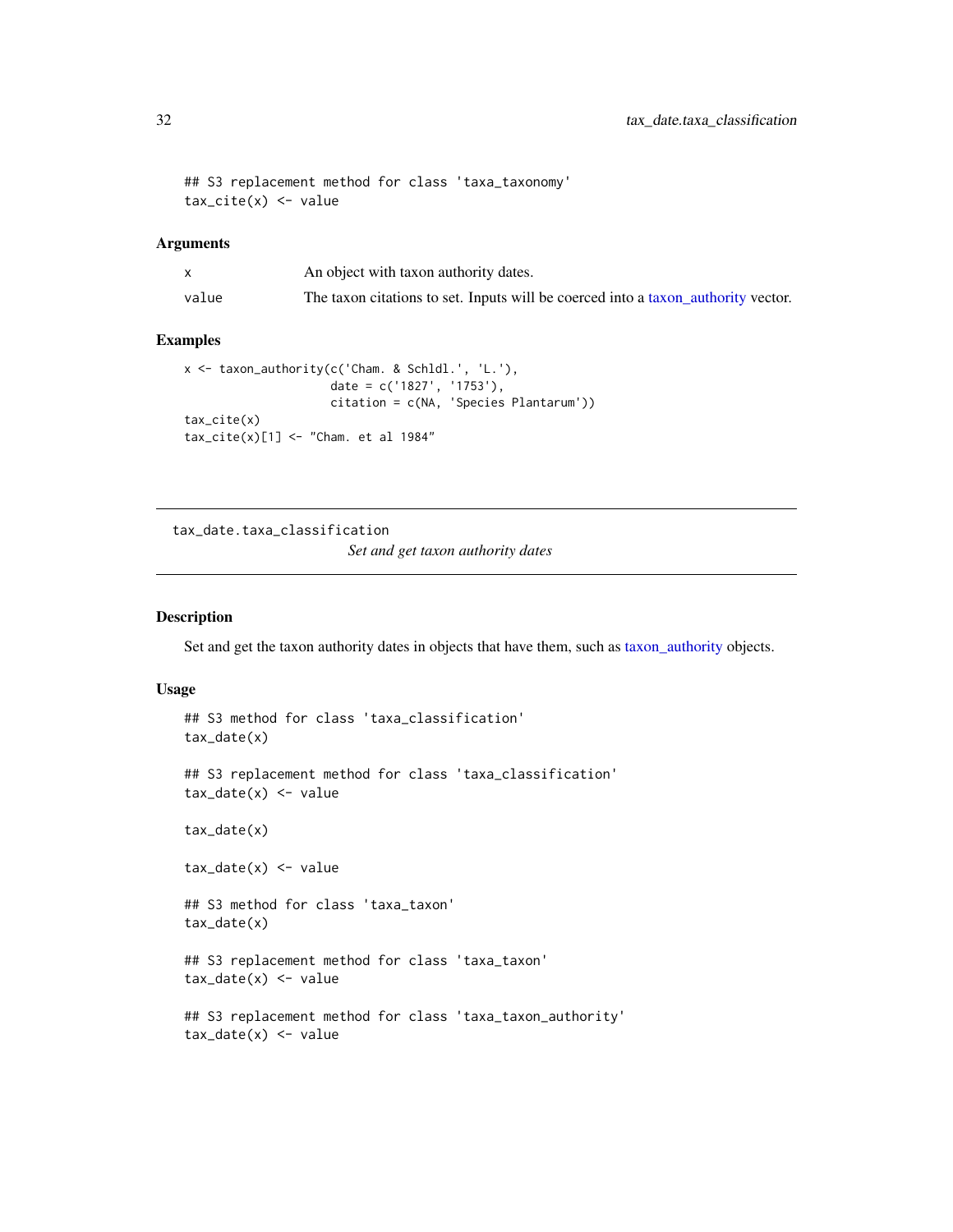```
## S3 replacement method for class 'taxa_taxonomy'
tax_cite(x) <- value
```

### Arguments

| | |
|---|---|
| x | An object with taxon authority dates. |
| value | The taxon citations to set. Inputs will be coerced into a taxon_authority vector. |

### Examples

```
x <- taxon_authority(c('Cham. & Schldl.', 'L.'),
                     date = c('1827', '1753'),
                     citation = c(NA, 'Species Plantarum'))
tax_cite(x)
tax_cite(x)[1] <- "Cham. et al 1984"
```

---

## tax_date.taxa_classification

*Set and get taxon authority dates*

---

### Description

Set and get the taxon authority dates in objects that have them, such as taxon_authority objects.

### Usage

```
## S3 method for class 'taxa_classification'
tax_date(x)

## S3 replacement method for class 'taxa_classification'
tax_date(x) <- value

tax_date(x)

tax_date(x) <- value

## S3 method for class 'taxa_taxon'
tax_date(x)

## S3 replacement method for class 'taxa_taxon'
tax_date(x) <- value

## S3 replacement method for class 'taxa_taxon_authority'
tax_date(x) <- value
```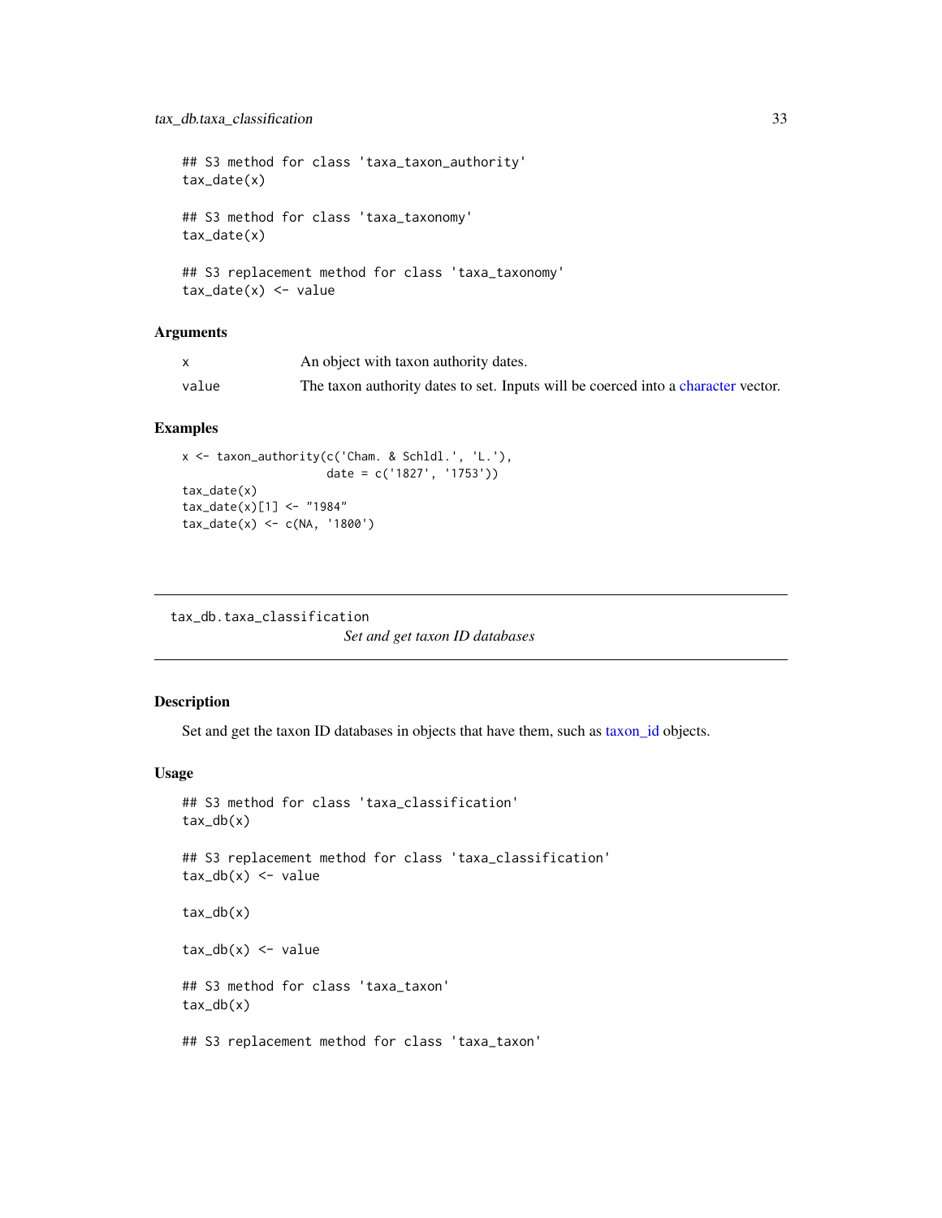```
## S3 method for class 'taxa_taxon_authority'
tax_date(x)

## S3 method for class 'taxa_taxonomy'
tax_date(x)

## S3 replacement method for class 'taxa_taxonomy'
tax_date(x) <- value
```

### Arguments

| | |
|---|---|
| x | An object with taxon authority dates. |
| value | The taxon authority dates to set. Inputs will be coerced into a character vector. |

### Examples

```
x <- taxon_authority(c('Cham. & Schldl.', 'L.'),
                     date = c('1827', '1753'))
tax_date(x)
tax_date(x)[1] <- "1984"
tax_date(x) <- c(NA, '1800')
```

---

## tax_db.taxa_classification

*Set and get taxon ID databases*

### Description

Set and get the taxon ID databases in objects that have them, such as taxon_id objects.

### Usage

```
## S3 method for class 'taxa_classification'
tax_db(x)

## S3 replacement method for class 'taxa_classification'
tax_db(x) <- value

tax_db(x)

tax_db(x) <- value

## S3 method for class 'taxa_taxon'
tax_db(x)

## S3 replacement method for class 'taxa_taxon'
```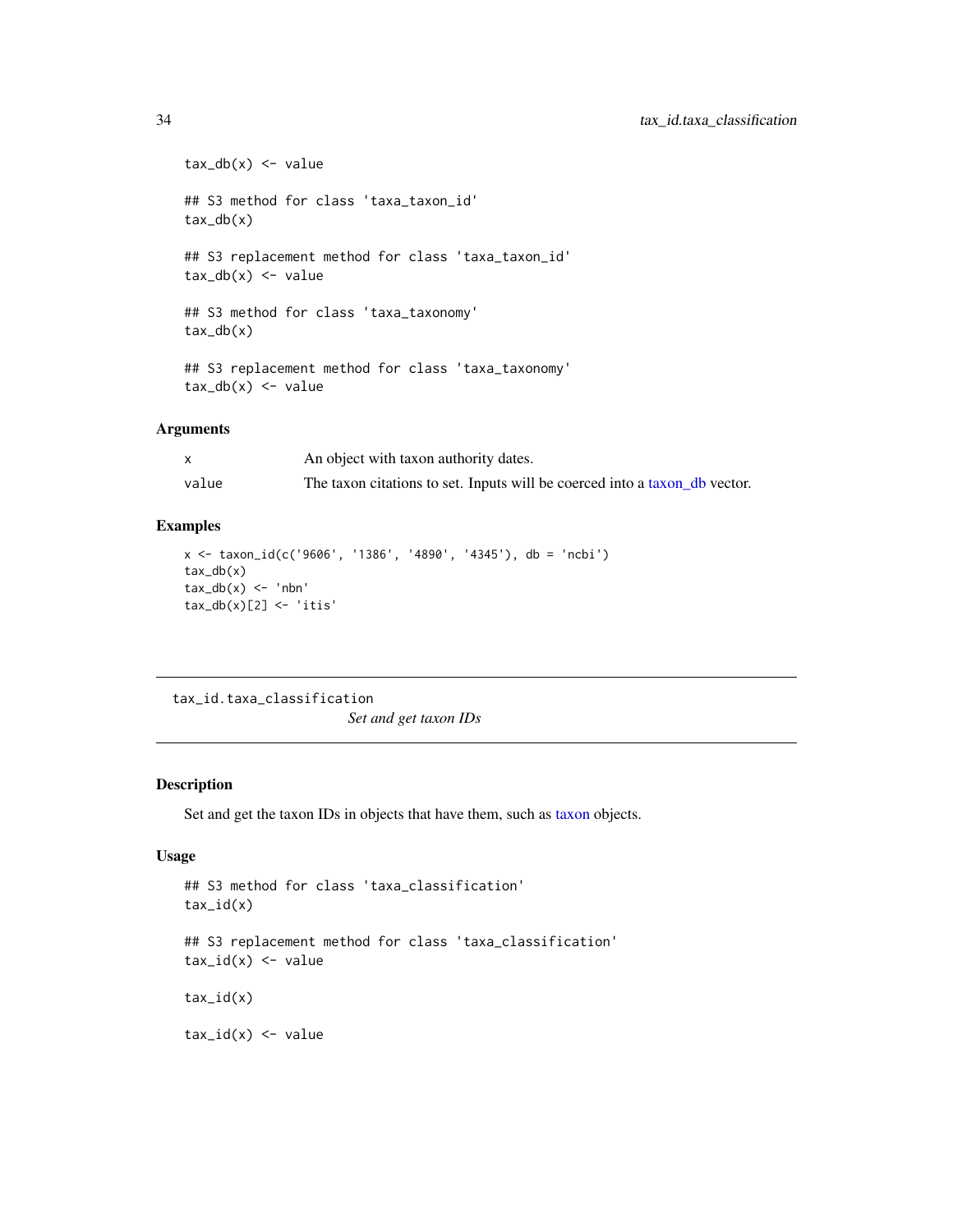```
tax_db(x) <- value

## S3 method for class 'taxa_taxon_id'
tax_db(x)

## S3 replacement method for class 'taxa_taxon_id'
tax_db(x) <- value

## S3 method for class 'taxa_taxonomy'
tax_db(x)

## S3 replacement method for class 'taxa_taxonomy'
tax_db(x) <- value
```

### Arguments

| | |
|---|---|
| x | An object with taxon authority dates. |
| value | The taxon citations to set. Inputs will be coerced into a taxon_db vector. |

### Examples

```
x <- taxon_id(c('9606', '1386', '4890', '4345'), db = 'ncbi')
tax_db(x)
tax_db(x) <- 'nbn'
tax_db(x)[2] <- 'itis'
```

---

## tax_id.taxa_classification

*Set and get taxon IDs*

---

### Description

Set and get the taxon IDs in objects that have them, such as taxon objects.

### Usage

```
## S3 method for class 'taxa_classification'
tax_id(x)

## S3 replacement method for class 'taxa_classification'
tax_id(x) <- value

tax_id(x)

tax_id(x) <- value
```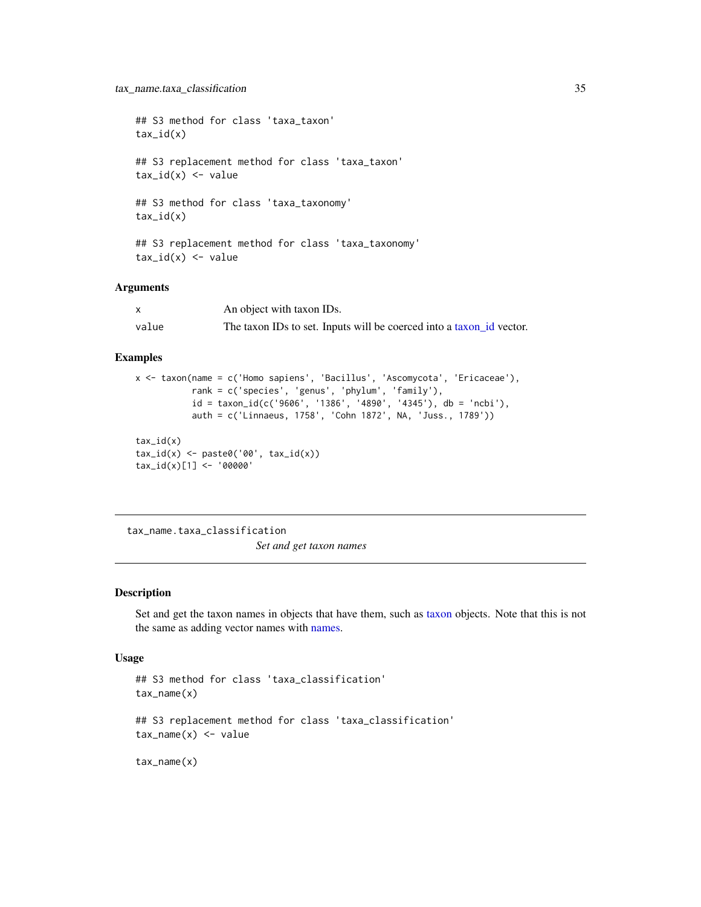```
## S3 method for class 'taxa_taxon'
tax_id(x)

## S3 replacement method for class 'taxa_taxon'
tax_id(x) <- value

## S3 method for class 'taxa_taxonomy'
tax_id(x)

## S3 replacement method for class 'taxa_taxonomy'
tax_id(x) <- value
```

### Arguments

| | |
|---|---|
| x | An object with taxon IDs. |
| value | The taxon IDs to set. Inputs will be coerced into a taxon_id vector. |

### Examples

```
x <- taxon(name = c('Homo sapiens', 'Bacillus', 'Ascomycota', 'Ericaceae'),
           rank = c('species', 'genus', 'phylum', 'family'),
           id = taxon_id(c('9606', '1386', '4890', '4345'), db = 'ncbi'),
           auth = c('Linnaeus, 1758', 'Cohn 1872', NA, 'Juss., 1789'))

tax_id(x)
tax_id(x) <- paste0('00', tax_id(x))
tax_id(x)[1] <- '00000'
```

---

## tax_name.taxa_classification

*Set and get taxon names*

### Description

Set and get the taxon names in objects that have them, such as taxon objects. Note that this is not the same as adding vector names with names.

### Usage

```
## S3 method for class 'taxa_classification'
tax_name(x)

## S3 replacement method for class 'taxa_classification'
tax_name(x) <- value

tax_name(x)
```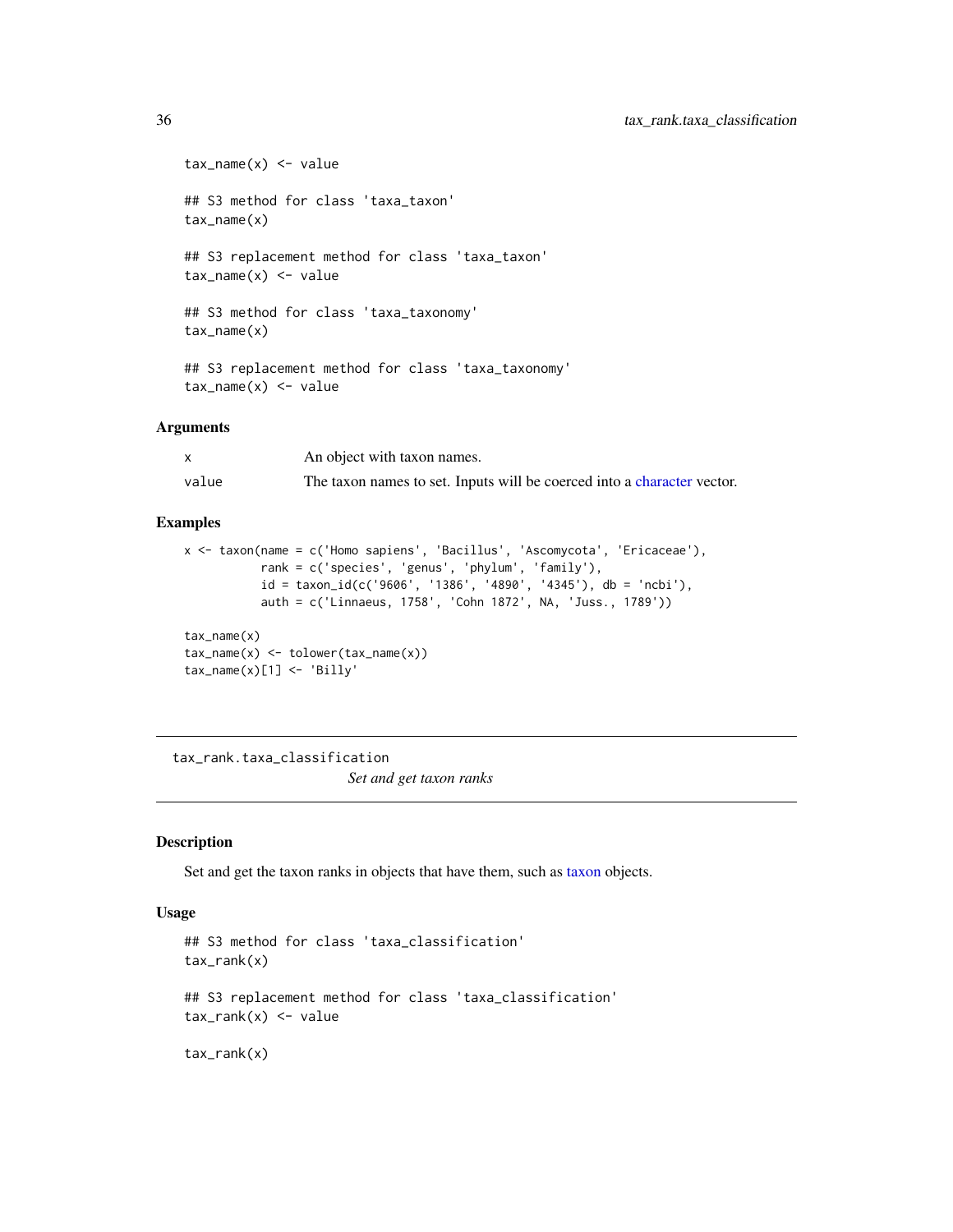```
tax_name(x) <- value

## S3 method for class 'taxa_taxon'
tax_name(x)

## S3 replacement method for class 'taxa_taxon'
tax_name(x) <- value

## S3 method for class 'taxa_taxonomy'
tax_name(x)

## S3 replacement method for class 'taxa_taxonomy'
tax_name(x) <- value
```

### Arguments

| | |
|---|---|
| x | An object with taxon names. |
| value | The taxon names to set. Inputs will be coerced into a character vector. |

### Examples

```
x <- taxon(name = c('Homo sapiens', 'Bacillus', 'Ascomycota', 'Ericaceae'),
           rank = c('species', 'genus', 'phylum', 'family'),
           id = taxon_id(c('9606', '1386', '4890', '4345'), db = 'ncbi'),
           auth = c('Linnaeus, 1758', 'Cohn 1872', NA, 'Juss., 1789'))

tax_name(x)
tax_name(x) <- tolower(tax_name(x))
tax_name(x)[1] <- 'Billy'
```

---

## tax_rank.taxa_classification

*Set and get taxon ranks*

---

### Description

Set and get the taxon ranks in objects that have them, such as taxon objects.

### Usage

```
## S3 method for class 'taxa_classification'
tax_rank(x)

## S3 replacement method for class 'taxa_classification'
tax_rank(x) <- value

tax_rank(x)
```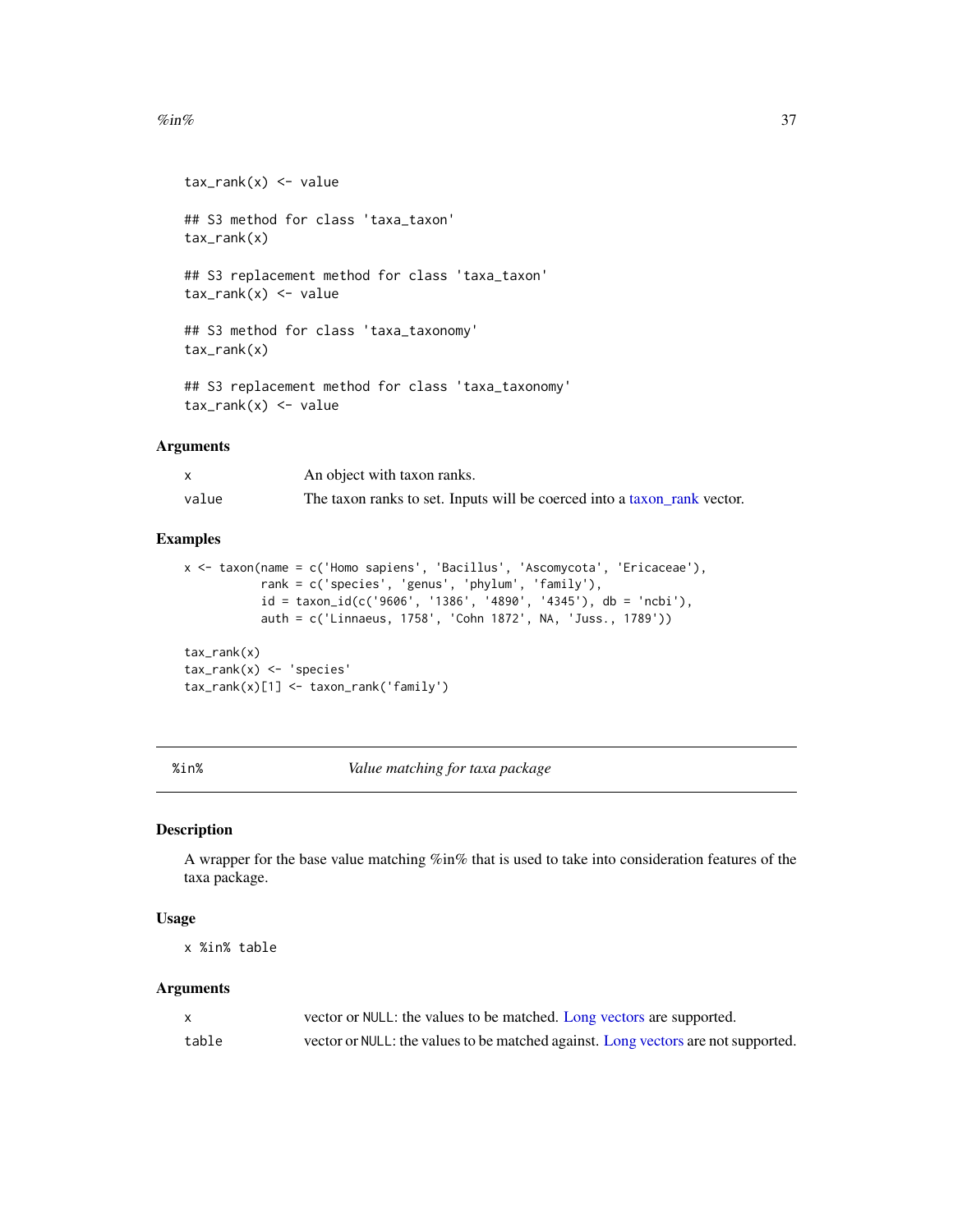```
tax_rank(x) <- value

## S3 method for class 'taxa_taxon'
tax_rank(x)

## S3 replacement method for class 'taxa_taxon'
tax_rank(x) <- value

## S3 method for class 'taxa_taxonomy'
tax_rank(x)

## S3 replacement method for class 'taxa_taxonomy'
tax_rank(x) <- value
```

### Arguments

| | |
|---|---|
| x | An object with taxon ranks. |
| value | The taxon ranks to set. Inputs will be coerced into a taxon_rank vector. |

### Examples

```
x <- taxon(name = c('Homo sapiens', 'Bacillus', 'Ascomycota', 'Ericaceae'),
           rank = c('species', 'genus', 'phylum', 'family'),
           id = taxon_id(c('9606', '1386', '4890', '4345'), db = 'ncbi'),
           auth = c('Linnaeus, 1758', 'Cohn 1872', NA, 'Juss., 1789'))

tax_rank(x)
tax_rank(x) <- 'species'
tax_rank(x)[1] <- taxon_rank('family')
```

---

## %in% *Value matching for taxa package*

### Description

A wrapper for the base value matching %in% that is used to take into consideration features of the taxa package.

### Usage

```
x %in% table
```

### Arguments

| | |
|---|---|
| x | vector or NULL: the values to be matched. Long vectors are supported. |
| table | vector or NULL: the values to be matched against. Long vectors are not supported. |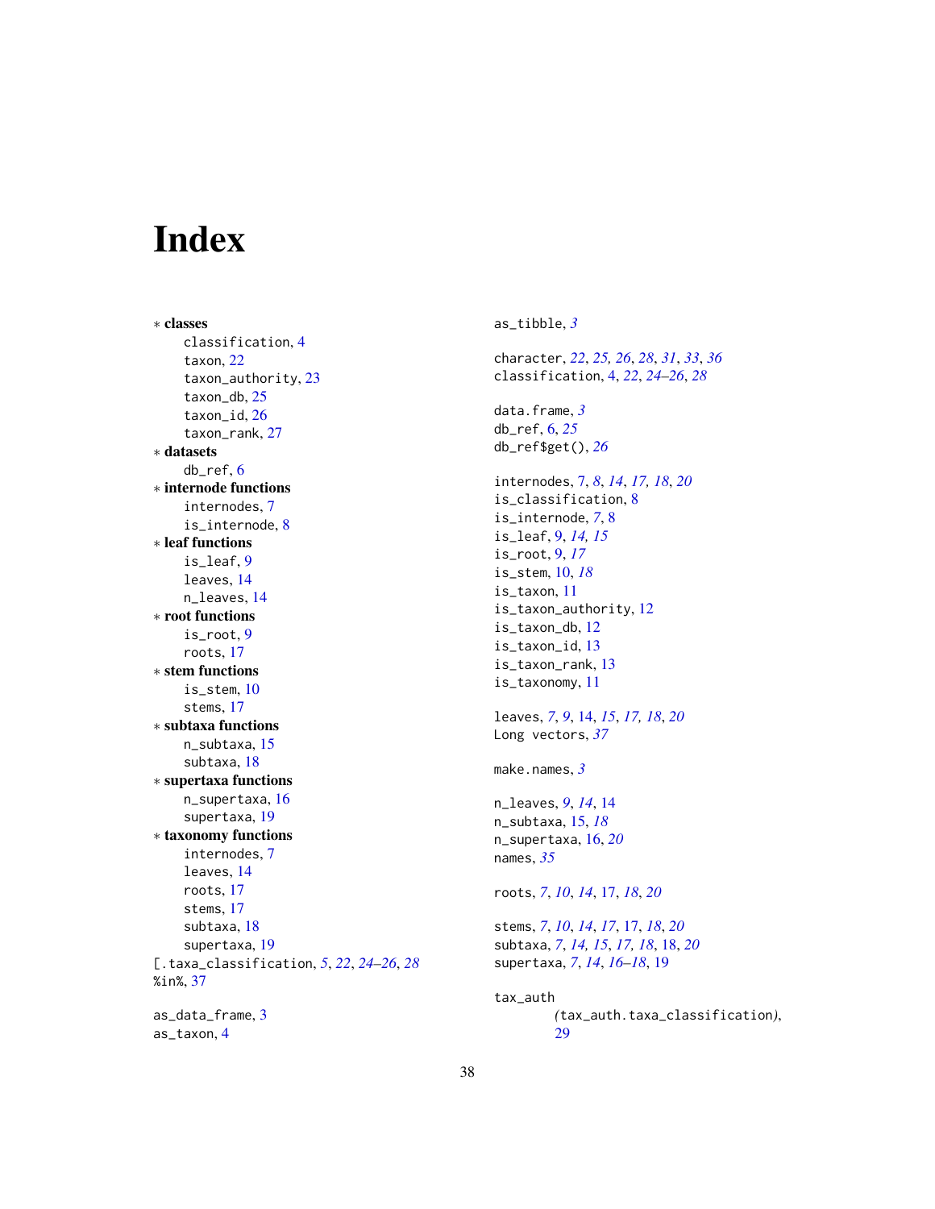# Index

* **classes**
    classification, 4
    taxon, 22
    taxon_authority, 23
    taxon_db, 25
    taxon_id, 26
    taxon_rank, 27
* **datasets**
    db_ref, 6
* **internode functions**
    internodes, 7
    is_internode, 8
* **leaf functions**
    is_leaf, 9
    leaves, 14
    n_leaves, 14
* **root functions**
    is_root, 9
    roots, 17
* **stem functions**
    is_stem, 10
    stems, 17
* **subtaxa functions**
    n_subtaxa, 15
    subtaxa, 18
* **supertaxa functions**
    n_supertaxa, 16
    supertaxa, 19
* **taxonomy functions**
    internodes, 7
    leaves, 14
    roots, 17
    stems, 17
    subtaxa, 18
    supertaxa, 19

[.taxa_classification, *5*, *22*, *24–26*, *28*
%in%, *37*

as_data_frame, 3
as_taxon, 4
as_tibble, *3*

character, *22*, *25, 26*, *28*, *31*, *33*, *36*
classification, 4, *22*, *24–26*, *28*

data.frame, *3*
db_ref, 6, *25*
db_ref$get(), *26*

internodes, 7, *8*, *14*, *17, 18*, *20*
is_classification, 8
is_internode, *7*, 8
is_leaf, 9, *14, 15*
is_root, 9, *17*
is_stem, 10, *18*
is_taxon, 11
is_taxon_authority, 12
is_taxon_db, 12
is_taxon_id, 13
is_taxon_rank, 13
is_taxonomy, 11

leaves, *7*, *9*, 14, *15*, *17, 18*, *20*
Long vectors, *37*

make.names, *3*

n_leaves, *9*, *14*, 14
n_subtaxa, 15, *18*
n_supertaxa, 16, *20*
names, *35*

roots, *7*, *10*, *14*, 17, *18*, *20*

stems, *7*, *10*, *14*, *17*, 17, *18*, *20*
subtaxa, *7*, *14, 15*, *17, 18*, 18, *20*
supertaxa, *7*, *14*, *16–18*, 19

tax_auth
    (tax_auth.taxa_classification),
    29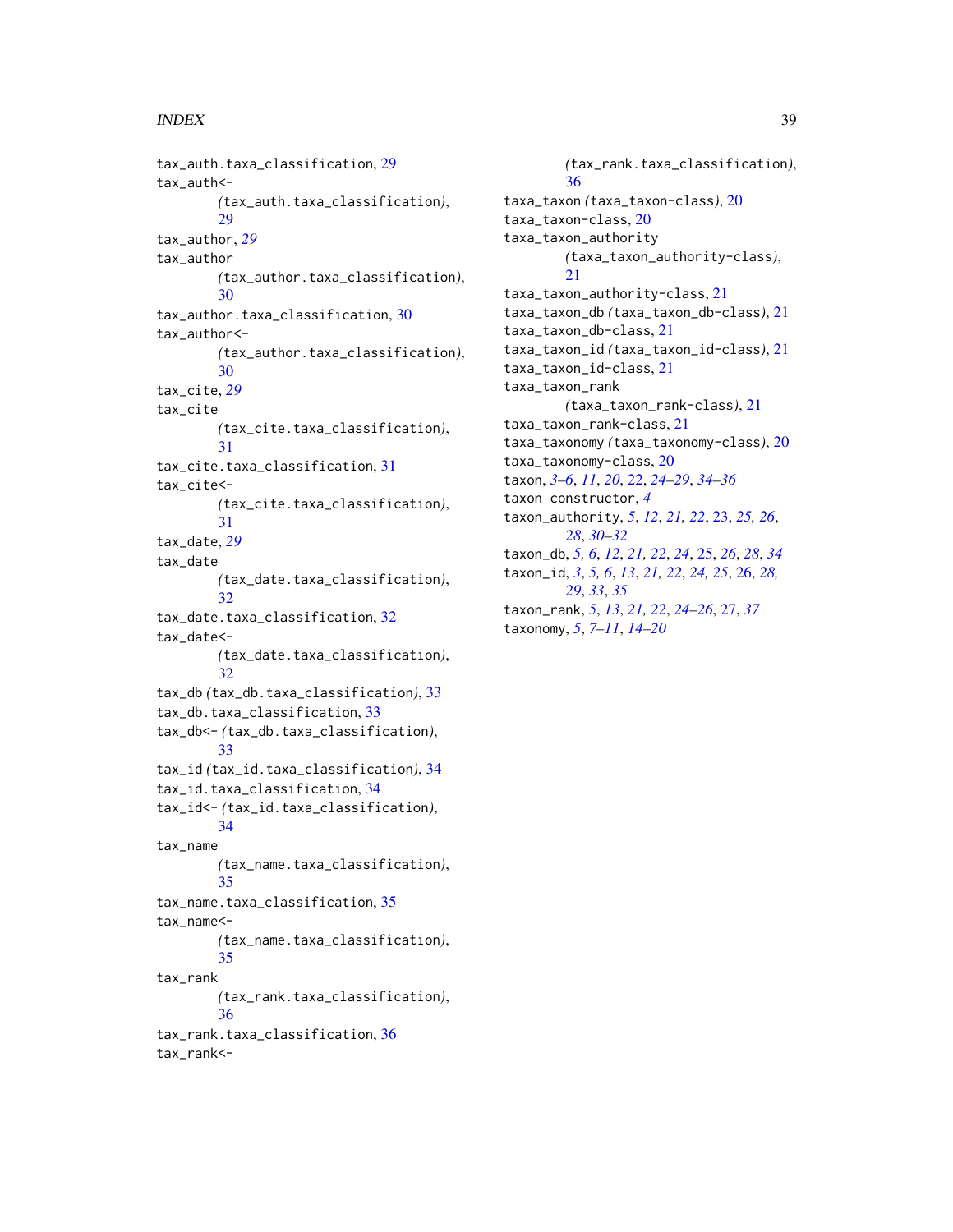tax_auth.taxa_classification, 29
tax_auth<-
    (tax_auth.taxa_classification),
    29
tax_author, *29*
tax_author
    (tax_author.taxa_classification),
    30
tax_author.taxa_classification, 30
tax_author<-
    (tax_author.taxa_classification),
    30
tax_cite, *29*
tax_cite
    (tax_cite.taxa_classification),
    31
tax_cite.taxa_classification, 31
tax_cite<-
    (tax_cite.taxa_classification),
    31
tax_date, *29*
tax_date
    (tax_date.taxa_classification),
    32
tax_date.taxa_classification, 32
tax_date<-
    (tax_date.taxa_classification),
    32
tax_db (tax_db.taxa_classification), 33
tax_db.taxa_classification, 33
tax_db<- (tax_db.taxa_classification),
    33
tax_id (tax_id.taxa_classification), 34
tax_id.taxa_classification, 34
tax_id<- (tax_id.taxa_classification),
    34
tax_name
    (tax_name.taxa_classification),
    35
tax_name.taxa_classification, 35
tax_name<-
    (tax_name.taxa_classification),
    35
tax_rank
    (tax_rank.taxa_classification),
    36
tax_rank.taxa_classification, 36
tax_rank<-
    (tax_rank.taxa_classification),
    36
taxa_taxon (taxa_taxon-class), 20
taxa_taxon-class, 20
taxa_taxon_authority
    (taxa_taxon_authority-class),
    21
taxa_taxon_authority-class, 21
taxa_taxon_db (taxa_taxon_db-class), 21
taxa_taxon_db-class, 21
taxa_taxon_id (taxa_taxon_id-class), 21
taxa_taxon_id-class, 21
taxa_taxon_rank
    (taxa_taxon_rank-class), 21
taxa_taxon_rank-class, 21
taxa_taxonomy (taxa_taxonomy-class), 20
taxa_taxonomy-class, 20
taxon, *3–6*, *11*, *20*, 22, *24–29*, *34–36*
taxon constructor, *4*
taxon_authority, *5*, *12*, *21*, *22*, 23, *25*, *26*,
    *28*, *30–32*
taxon_db, *5*, *6*, *12*, *21*, *22*, *24*, 25, *26*, *28*, *34*
taxon_id, *3*, *5*, *6*, *13*, *21*, *22*, *24*, *25*, 26, *28*,
    *29*, *33*, *35*
taxon_rank, *5*, *13*, *21*, *22*, *24–26*, 27, *37*
taxonomy, *5*, *7–11*, *14–20*